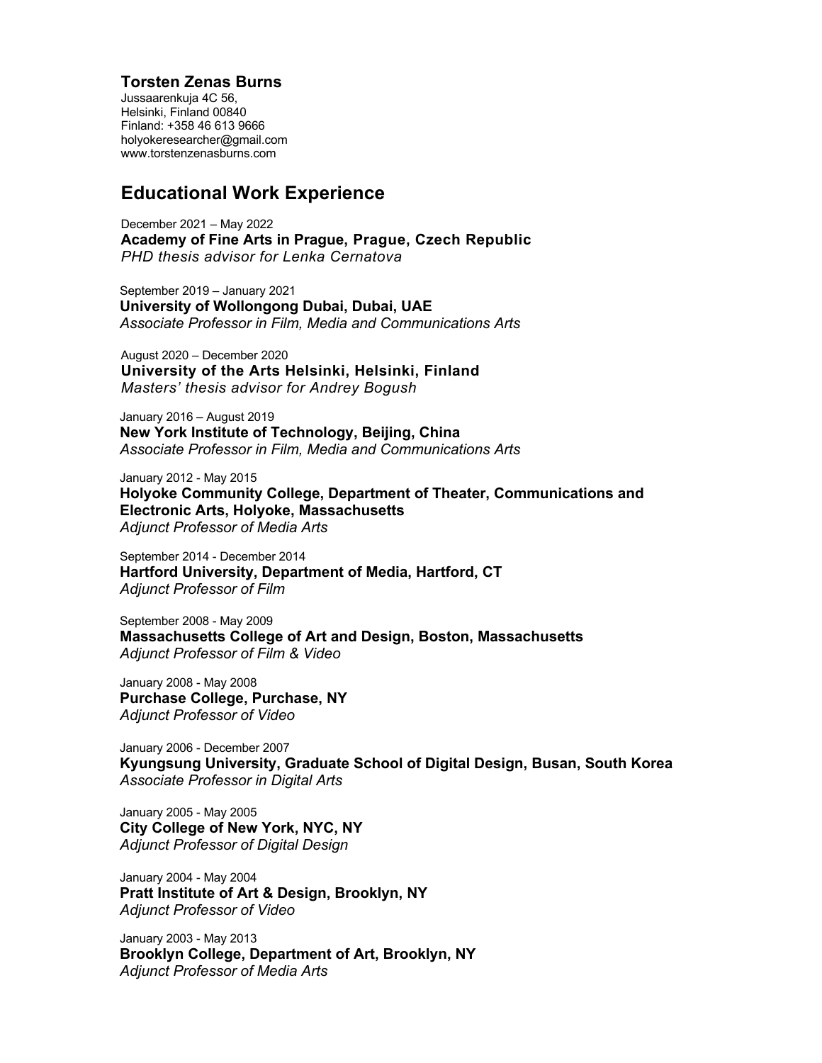# Torsten Zenas Burns

Jussaarenkuja 4C 56,
Helsinki, Finland 00840
Finland: +358 46 613 9666
holyokeresearcher@gmail.com
www.torstenzenasburns.com

## Educational Work Experience

December 2021 – May 2022
**Academy of Fine Arts in Prague, Prague, Czech Republic**
*PHD thesis advisor for Lenka Cernatova*

September 2019 – January 2021
**University of Wollongong Dubai, Dubai, UAE**
*Associate Professor in Film, Media and Communications Arts*

August 2020 – December 2020
**University of the Arts Helsinki, Helsinki, Finland**
*Masters' thesis advisor for Andrey Bogush*

January 2016 – August 2019
**New York Institute of Technology, Beijing, China**
*Associate Professor in Film, Media and Communications Arts*

January 2012 - May 2015
**Holyoke Community College, Department of Theater, Communications and Electronic Arts, Holyoke, Massachusetts**
*Adjunct Professor of Media Arts*

September 2014 - December 2014
**Hartford University, Department of Media, Hartford, CT**
*Adjunct Professor of Film*

September 2008 - May 2009
**Massachusetts College of Art and Design, Boston, Massachusetts**
*Adjunct Professor of Film & Video*

January 2008 - May 2008
**Purchase College, Purchase, NY**
*Adjunct Professor of Video*

January 2006 - December 2007
**Kyungsung University, Graduate School of Digital Design, Busan, South Korea**
*Associate Professor in Digital Arts*

January 2005 - May 2005
**City College of New York, NYC, NY**
*Adjunct Professor of Digital Design*

January 2004 - May 2004
**Pratt Institute of Art & Design, Brooklyn, NY**
*Adjunct Professor of Video*

January 2003 - May 2013
**Brooklyn College, Department of Art, Brooklyn, NY**
*Adjunct Professor of Media Arts*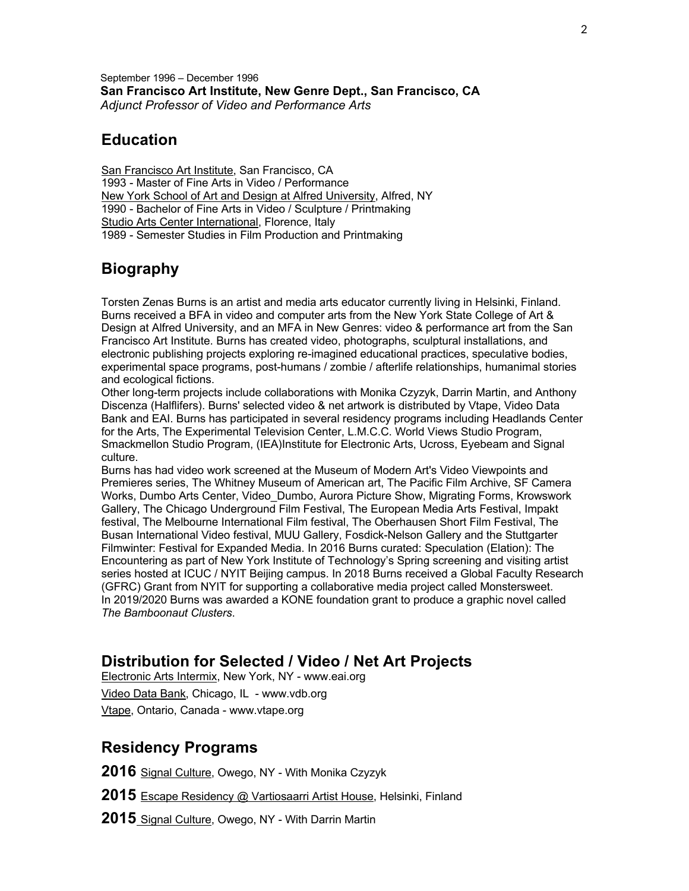September 1996 – December 1996
**San Francisco Art Institute, New Genre Dept., San Francisco, CA**
*Adjunct Professor of Video and Performance Arts*

## Education

San Francisco Art Institute, San Francisco, CA
1993 - Master of Fine Arts in Video / Performance
New York School of Art and Design at Alfred University, Alfred, NY
1990 - Bachelor of Fine Arts in Video / Sculpture / Printmaking
Studio Arts Center International, Florence, Italy
1989 - Semester Studies in Film Production and Printmaking

## Biography

Torsten Zenas Burns is an artist and media arts educator currently living in Helsinki, Finland. Burns received a BFA in video and computer arts from the New York State College of Art & Design at Alfred University, and an MFA in New Genres: video & performance art from the San Francisco Art Institute. Burns has created video, photographs, sculptural installations, and electronic publishing projects exploring re-imagined educational practices, speculative bodies, experimental space programs, post-humans / zombie / afterlife relationships, humanimal stories and ecological fictions.
Other long-term projects include collaborations with Monika Czyzyk, Darrin Martin, and Anthony Discenza (Halflifers). Burns' selected video & net artwork is distributed by Vtape, Video Data Bank and EAI. Burns has participated in several residency programs including Headlands Center for the Arts, The Experimental Television Center, L.M.C.C. World Views Studio Program, Smackmellon Studio Program, (IEA)Institute for Electronic Arts, Ucross, Eyebeam and Signal culture.
Burns has had video work screened at the Museum of Modern Art's Video Viewpoints and Premieres series, The Whitney Museum of American art, The Pacific Film Archive, SF Camera Works, Dumbo Arts Center, Video_Dumbo, Aurora Picture Show, Migrating Forms, Krowswork Gallery, The Chicago Underground Film Festival, The European Media Arts Festival, Impakt festival, The Melbourne International Film festival, The Oberhausen Short Film Festival, The Busan International Video festival, MUU Gallery, Fosdick-Nelson Gallery and the Stuttgarter Filmwinter: Festival for Expanded Media. In 2016 Burns curated: Speculation (Elation): The Encountering as part of New York Institute of Technology's Spring screening and visiting artist series hosted at ICUC / NYIT Beijing campus. In 2018 Burns received a Global Faculty Research (GFRC) Grant from NYIT for supporting a collaborative media project called Monstersweet.
In 2019/2020 Burns was awarded a KONE foundation grant to produce a graphic novel called *The Bamboonaut Clusters*.

## Distribution for Selected / Video / Net Art Projects

Electronic Arts Intermix, New York, NY - www.eai.org
Video Data Bank, Chicago, IL - www.vdb.org
Vtape, Ontario, Canada - www.vtape.org

## Residency Programs

**2016** Signal Culture, Owego, NY - With Monika Czyzyk

**2015** Escape Residency @ Vartiosaarri Artist House, Helsinki, Finland

**2015** Signal Culture, Owego, NY - With Darrin Martin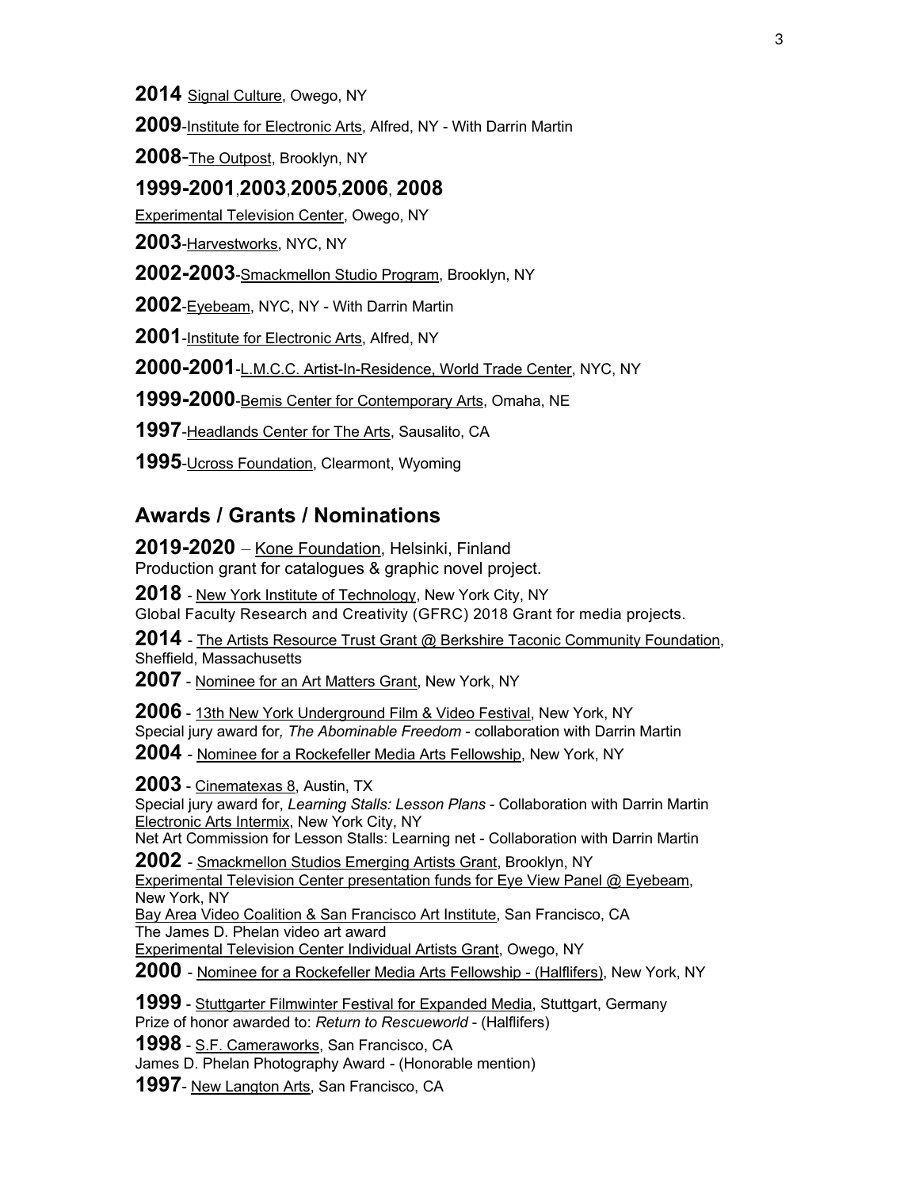**2014** Signal Culture, Owego, NY

**2009**-Institute for Electronic Arts, Alfred, NY - With Darrin Martin

**2008**-The Outpost, Brooklyn, NY

**1999-2001**,**2003**,**2005**,**2006**, **2008**

Experimental Television Center, Owego, NY

**2003**-Harvestworks, NYC, NY

**2002-2003**-Smackmellon Studio Program, Brooklyn, NY

**2002**-Eyebeam, NYC, NY - With Darrin Martin

**2001**-Institute for Electronic Arts, Alfred, NY

**2000-2001**-L.M.C.C. Artist-In-Residence, World Trade Center, NYC, NY

**1999-2000**-Bemis Center for Contemporary Arts, Omaha, NE

**1997**-Headlands Center for The Arts, Sausalito, CA

**1995**-Ucross Foundation, Clearmont, Wyoming

## Awards / Grants / Nominations

**2019-2020** – Kone Foundation, Helsinki, Finland
Production grant for catalogues & graphic novel project.

**2018** - New York Institute of Technology, New York City, NY
Global Faculty Research and Creativity (GFRC) 2018 Grant for media projects.

**2014** - The Artists Resource Trust Grant @ Berkshire Taconic Community Foundation, Sheffield, Massachusetts

**2007** - Nominee for an Art Matters Grant, New York, NY

**2006** - 13th New York Underground Film & Video Festival, New York, NY
Special jury award for*, The Abominable Freedom* - collaboration with Darrin Martin

**2004** - Nominee for a Rockefeller Media Arts Fellowship, New York, NY

**2003** - Cinematexas 8, Austin, TX
Special jury award for, *Learning Stalls: Lesson Plans* - Collaboration with Darrin Martin
Electronic Arts Intermix, New York City, NY
Net Art Commission for Lesson Stalls: Learning net - Collaboration with Darrin Martin

**2002** - Smackmellon Studios Emerging Artists Grant, Brooklyn, NY
Experimental Television Center presentation funds for Eye View Panel @ Eyebeam, New York, NY
Bay Area Video Coalition & San Francisco Art Institute, San Francisco, CA
The James D. Phelan video art award
Experimental Television Center Individual Artists Grant, Owego, NY

**2000** - Nominee for a Rockefeller Media Arts Fellowship - (Halflifers), New York, NY

**1999** - Stuttgarter Filmwinter Festival for Expanded Media, Stuttgart, Germany
Prize of honor awarded to: *Return to Rescueworld* - (Halflifers)

**1998** - S.F. Cameraworks, San Francisco, CA
James D. Phelan Photography Award - (Honorable mention)

**1997**- New Langton Arts, San Francisco, CA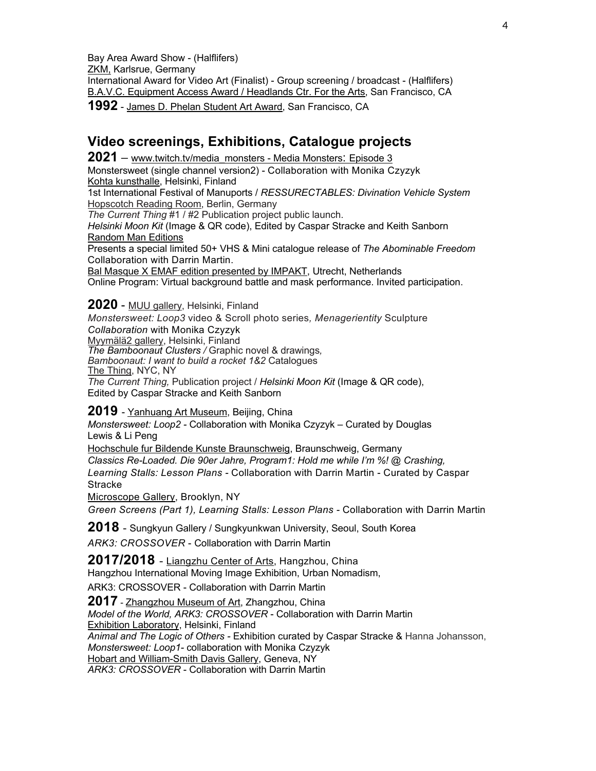Bay Area Award Show - (Halflifers)
ZKM, Karlsrue, Germany
International Award for Video Art (Finalist) - Group screening / broadcast - (Halflifers)
B.A.V.C. Equipment Access Award / Headlands Ctr. For the Arts, San Francisco, CA

**1992** - James D. Phelan Student Art Award, San Francisco, CA

## Video screenings, Exhibitions, Catalogue projects

**2021** – www.twitch.tv/media_monsters - Media Monsters: Episode 3
Monstersweet (single channel version2) - Collaboration with Monika Czyzyk
Kohta kunsthalle, Helsinki, Finland
1st International Festival of Manuports / *RESSURECTABLES: Divination Vehicle System*
Hopscotch Reading Room, Berlin, Germany
*The Current Thing* #1 / #2 Publication project public launch.
*Helsinki Moon Kit* (Image & QR code), Edited by Caspar Stracke and Keith Sanborn
Random Man Editions
Presents a special limited 50+ VHS & Mini catalogue release of *The Abominable Freedom*
Collaboration with Darrin Martin.
Bal Masque X EMAF edition presented by IMPAKT, Utrecht, Netherlands
Online Program: Virtual background battle and mask performance. Invited participation.

**2020** - MUU gallery, Helsinki, Finland
*Monstersweet: Loop3* video & Scroll photo series*, Menagerientity* Sculpture
*Collaboration* with Monika Czyzyk
Myymälä2 gallery, Helsinki, Finland
*The Bamboonaut Clusters /* Graphic novel & drawings*,*
*Bamboonaut: I want to build a rocket 1&2* Catalogues
The Thing, NYC, NY
*The Current Thing,* Publication project / *Helsinki Moon Kit* (Image & QR code),
Edited by Caspar Stracke and Keith Sanborn

**2019** - Yanhuang Art Museum, Beijing, China
*Monstersweet: Loop2* - Collaboration with Monika Czyzyk – Curated by Douglas Lewis & Li Peng
Hochschule fur Bildende Kunste Braunschweig, Braunschweig, Germany
*Classics Re-Loaded. Die 90er Jahre, Program1: Hold me while I'm %! @ Crashing, Learning Stalls: Lesson Plans* - Collaboration with Darrin Martin - Curated by Caspar Stracke
Microscope Gallery, Brooklyn, NY
*Green Screens (Part 1), Learning Stalls: Lesson Plans* - Collaboration with Darrin Martin

**2018** - Sungkyun Gallery / Sungkyunkwan University, Seoul, South Korea
*ARK3: CROSSOVER* - Collaboration with Darrin Martin

**2017/2018** - Liangzhu Center of Arts, Hangzhou, China
Hangzhou International Moving Image Exhibition, Urban Nomadism,
ARK3: CROSSOVER - Collaboration with Darrin Martin

**2017** - Zhangzhou Museum of Art, Zhangzhou, China
*Model of the World, ARK3: CROSSOVER* - Collaboration with Darrin Martin
Exhibition Laboratory, Helsinki, Finland
*Animal and The Logic of Others* - Exhibition curated by Caspar Stracke & Hanna Johansson,
*Monstersweet: Loop1*- collaboration with Monika Czyzyk
Hobart and William-Smith Davis Gallery, Geneva, NY
*ARK3: CROSSOVER* - Collaboration with Darrin Martin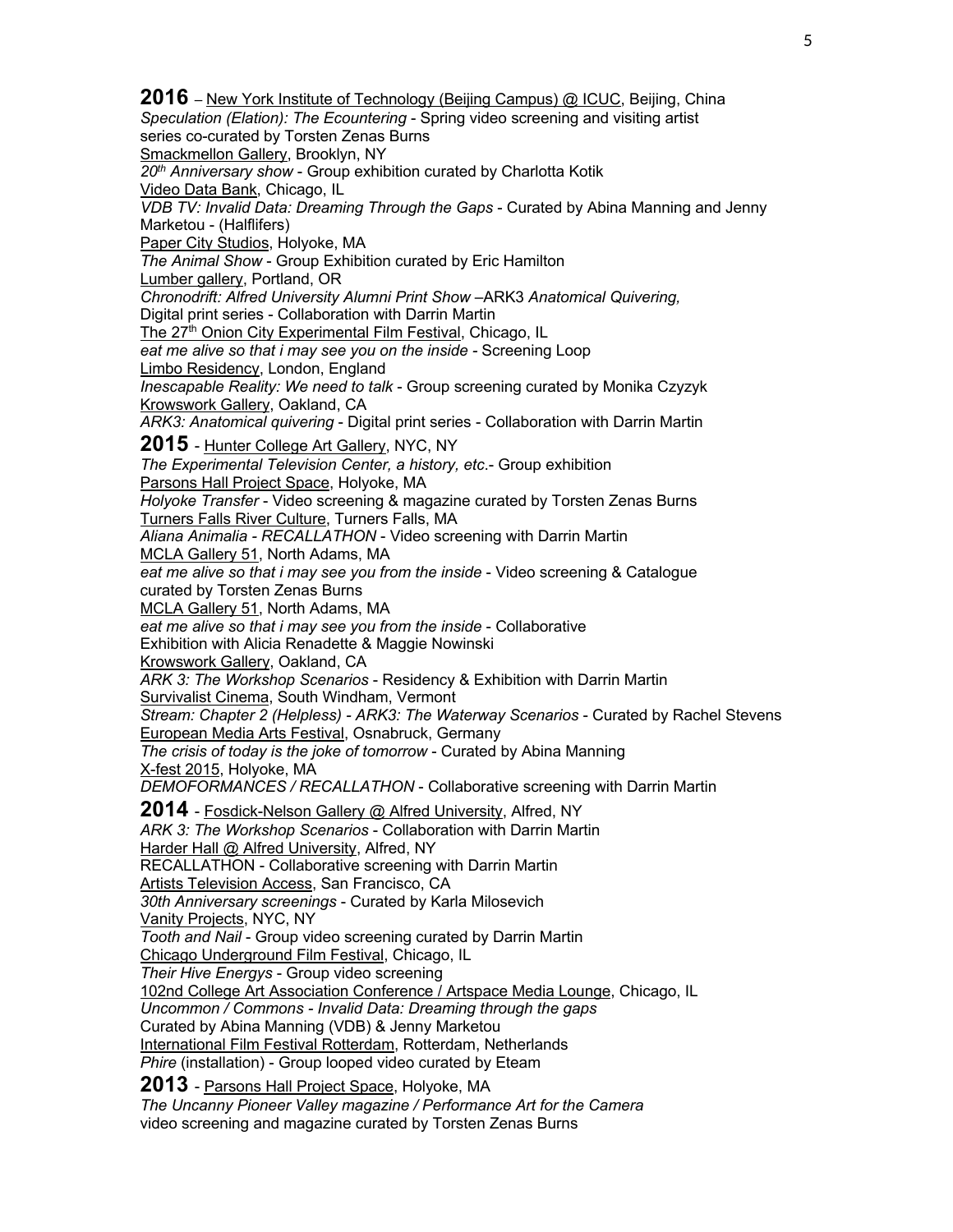**2016** – New York Institute of Technology (Beijing Campus) @ ICUC, Beijing, China
*Speculation (Elation): The Ecountering* - Spring video screening and visiting artist series co-curated by Torsten Zenas Burns
Smackmellon Gallery, Brooklyn, NY
*20th Anniversary show* - Group exhibition curated by Charlotta Kotik
Video Data Bank, Chicago, IL
*VDB TV: Invalid Data: Dreaming Through the Gaps* - Curated by Abina Manning and Jenny Marketou - (Halflifers)
Paper City Studios, Holyoke, MA
*The Animal Show* - Group Exhibition curated by Eric Hamilton
Lumber gallery, Portland, OR
*Chronodrift: Alfred University Alumni Print Show* –ARK3 *Anatomical Quivering,* Digital print series - Collaboration with Darrin Martin
The 27th Onion City Experimental Film Festival, Chicago, IL
*eat me alive so that i may see you on the inside* - Screening Loop
Limbo Residency, London, England
*Inescapable Reality: We need to talk* - Group screening curated by Monika Czyzyk
Krowswork Gallery, Oakland, CA
*ARK3: Anatomical quivering* - Digital print series - Collaboration with Darrin Martin

**2015** - Hunter College Art Gallery, NYC, NY
*The Experimental Television Center, a history, etc.*- Group exhibition
Parsons Hall Project Space, Holyoke, MA
*Holyoke Transfer* - Video screening & magazine curated by Torsten Zenas Burns
Turners Falls River Culture, Turners Falls, MA
*Aliana Animalia - RECALLATHON* - Video screening with Darrin Martin
MCLA Gallery 51, North Adams, MA
*eat me alive so that i may see you from the inside* - Video screening & Catalogue curated by Torsten Zenas Burns
MCLA Gallery 51, North Adams, MA
*eat me alive so that i may see you from the inside* - Collaborative Exhibition with Alicia Renadette & Maggie Nowinski
Krowswork Gallery, Oakland, CA
*ARK 3: The Workshop Scenarios* - Residency & Exhibition with Darrin Martin
Survivalist Cinema, South Windham, Vermont
*Stream: Chapter 2 (Helpless) - ARK3: The Waterway Scenarios* - Curated by Rachel Stevens
European Media Arts Festival, Osnabruck, Germany
*The crisis of today is the joke of tomorrow* - Curated by Abina Manning
X-fest 2015, Holyoke, MA
*DEMOFORMANCES / RECALLATHON* - Collaborative screening with Darrin Martin

**2014** - Fosdick-Nelson Gallery @ Alfred University, Alfred, NY
*ARK 3: The Workshop Scenarios* - Collaboration with Darrin Martin
Harder Hall @ Alfred University, Alfred, NY
RECALLATHON - Collaborative screening with Darrin Martin
Artists Television Access, San Francisco, CA
*30th Anniversary screenings* - Curated by Karla Milosevich
Vanity Projects, NYC, NY
*Tooth and Nail* - Group video screening curated by Darrin Martin
Chicago Underground Film Festival, Chicago, IL
*Their Hive Energys* - Group video screening
102nd College Art Association Conference / Artspace Media Lounge, Chicago, IL
*Uncommon / Commons - Invalid Data: Dreaming through the gaps*
Curated by Abina Manning (VDB) & Jenny Marketou
International Film Festival Rotterdam, Rotterdam, Netherlands
*Phire* (installation) - Group looped video curated by Eteam

**2013** - Parsons Hall Project Space, Holyoke, MA
*The Uncanny Pioneer Valley magazine / Performance Art for the Camera*
video screening and magazine curated by Torsten Zenas Burns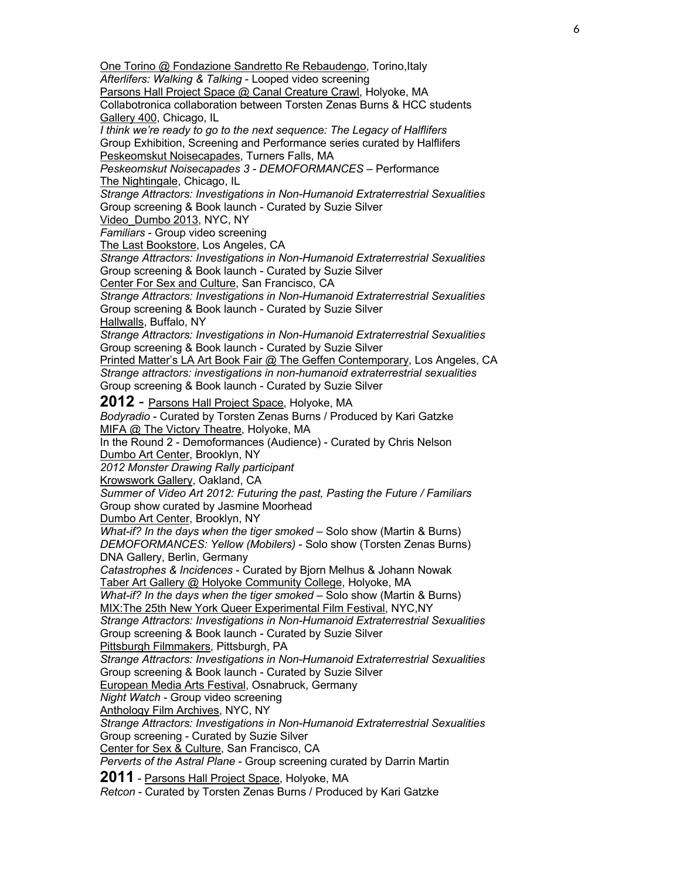One Torino @ Fondazione Sandretto Re Rebaudengo, Torino,Italy
*Afterlifers: Walking & Talking* - Looped video screening
Parsons Hall Project Space @ Canal Creature Crawl, Holyoke, MA
Collabotronica collaboration between Torsten Zenas Burns & HCC students
Gallery 400, Chicago, IL
*I think we're ready to go to the next sequence: The Legacy of Halflifers*
Group Exhibition, Screening and Performance series curated by Halflifers
Peskeomskut Noisecapades, Turners Falls, MA
*Peskeomskut Noisecapades 3 - DEMOFORMANCES* – Performance
The Nightingale, Chicago, IL
*Strange Attractors: Investigations in Non-Humanoid Extraterrestrial Sexualities*
Group screening & Book launch - Curated by Suzie Silver
Video_Dumbo 2013, NYC, NY
*Familiars* - Group video screening
The Last Bookstore, Los Angeles, CA
*Strange Attractors: Investigations in Non-Humanoid Extraterrestrial Sexualities*
Group screening & Book launch - Curated by Suzie Silver
Center For Sex and Culture, San Francisco, CA
*Strange Attractors: Investigations in Non-Humanoid Extraterrestrial Sexualities*
Group screening & Book launch - Curated by Suzie Silver
Hallwalls, Buffalo, NY
*Strange Attractors: Investigations in Non-Humanoid Extraterrestrial Sexualities*
Group screening & Book launch - Curated by Suzie Silver
Printed Matter's LA Art Book Fair @ The Geffen Contemporary, Los Angeles, CA
*Strange attractors: investigations in non-humanoid extraterrestrial sexualities*
Group screening & Book launch - Curated by Suzie Silver

**2012** - Parsons Hall Project Space, Holyoke, MA
*Bodyradio* - Curated by Torsten Zenas Burns / Produced by Kari Gatzke
MIFA @ The Victory Theatre, Holyoke, MA
In the Round 2 - Demoformances (Audience) - Curated by Chris Nelson
Dumbo Art Center, Brooklyn, NY
*2012 Monster Drawing Rally participant*
Krowswork Gallery, Oakland, CA
*Summer of Video Art 2012: Futuring the past, Pasting the Future / Familiars*
Group show curated by Jasmine Moorhead
Dumbo Art Center, Brooklyn, NY
*What-if? In the days when the tiger smoked* – Solo show (Martin & Burns)
*DEMOFORMANCES: Yellow (Mobilers)* - Solo show (Torsten Zenas Burns)
DNA Gallery, Berlin, Germany
*Catastrophes & Incidences* - Curated by Bjorn Melhus & Johann Nowak
Taber Art Gallery @ Holyoke Community College, Holyoke, MA
*What-if? In the days when the tiger smoked* – Solo show (Martin & Burns)
MIX:The 25th New York Queer Experimental Film Festival, NYC,NY
*Strange Attractors: Investigations in Non-Humanoid Extraterrestrial Sexualities*
Group screening & Book launch - Curated by Suzie Silver
Pittsburgh Filmmakers, Pittsburgh, PA
*Strange Attractors: Investigations in Non-Humanoid Extraterrestrial Sexualities*
Group screening & Book launch - Curated by Suzie Silver
European Media Arts Festival, Osnabruck, Germany
*Night Watch* - Group video screening
Anthology Film Archives, NYC, NY
*Strange Attractors: Investigations in Non-Humanoid Extraterrestrial Sexualities*
Group screening - Curated by Suzie Silver
Center for Sex & Culture, San Francisco, CA
*Perverts of the Astral Plane* - Group screening curated by Darrin Martin

**2011** - Parsons Hall Project Space, Holyoke, MA
*Retcon* - Curated by Torsten Zenas Burns / Produced by Kari Gatzke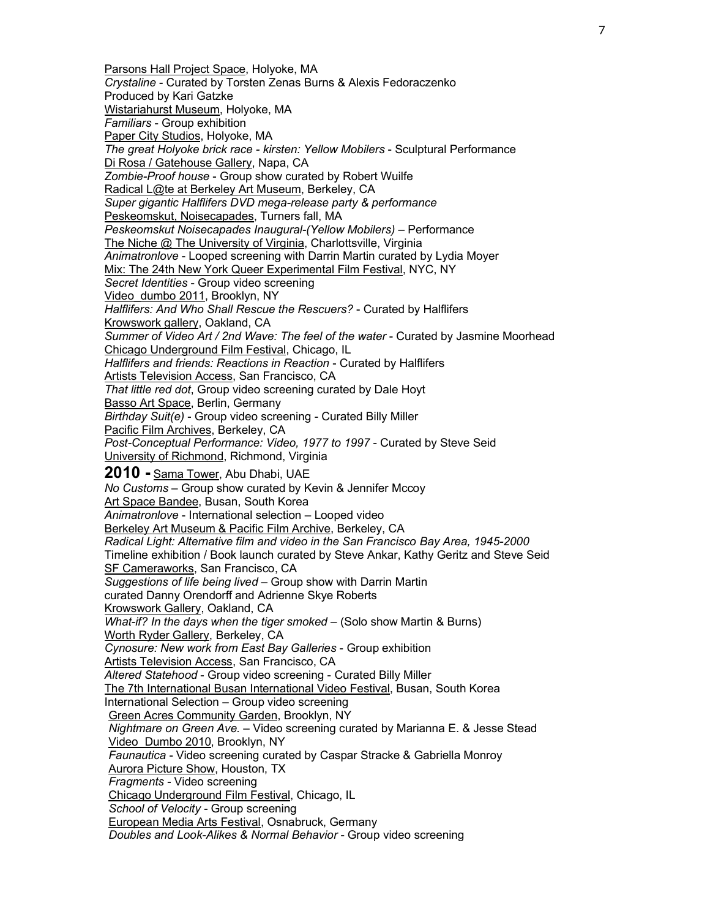Parsons Hall Project Space, Holyoke, MA
*Crystaline* - Curated by Torsten Zenas Burns & Alexis Fedoraczenko
Produced by Kari Gatzke
Wistariahurst Museum, Holyoke, MA
*Familiars* - Group exhibition
Paper City Studios, Holyoke, MA
*The great Holyoke brick race - kirsten: Yellow Mobilers* - Sculptural Performance
Di Rosa / Gatehouse Gallery, Napa, CA
*Zombie-Proof house* - Group show curated by Robert Wuilfe
Radical L@te at Berkeley Art Museum, Berkeley, CA
*Super gigantic Halflifers DVD mega-release party & performance*
Peskeomskut, Noisecapades, Turners fall, MA
*Peskeomskut Noisecapades Inaugural-(Yellow Mobilers)* – Performance
The Niche @ The University of Virginia, Charlottsville, Virginia
*Animatronlove* - Looped screening with Darrin Martin curated by Lydia Moyer
Mix: The 24th New York Queer Experimental Film Festival, NYC, NY
*Secret Identities* - Group video screening
Video_dumbo 2011, Brooklyn, NY
*Halflifers: And Who Shall Rescue the Rescuers?* - Curated by Halflifers
Krowswork gallery, Oakland, CA
*Summer of Video Art / 2nd Wave: The feel of the water* - Curated by Jasmine Moorhead
Chicago Underground Film Festival, Chicago, IL
*Halflifers and friends: Reactions in Reaction* - Curated by Halflifers
Artists Television Access, San Francisco, CA
*That little red dot*, Group video screening curated by Dale Hoyt
Basso Art Space, Berlin, Germany
*Birthday Suit(e)* - Group video screening - Curated Billy Miller
Pacific Film Archives, Berkeley, CA
*Post-Conceptual Performance: Video, 1977 to 1997* - Curated by Steve Seid
University of Richmond, Richmond, Virginia

**2010 -** Sama Tower, Abu Dhabi, UAE
*No Customs* – Group show curated by Kevin & Jennifer Mccoy
Art Space Bandee, Busan, South Korea
*Animatronlove* - International selection – Looped video
Berkeley Art Museum & Pacific Film Archive, Berkeley, CA
*Radical Light: Alternative film and video in the San Francisco Bay Area, 1945-2000*
Timeline exhibition / Book launch curated by Steve Ankar, Kathy Geritz and Steve Seid
SF Cameraworks, San Francisco, CA
*Suggestions of life being lived* – Group show with Darrin Martin
curated Danny Orendorff and Adrienne Skye Roberts
Krowswork Gallery, Oakland, CA
*What-if? In the days when the tiger smoked* – (Solo show Martin & Burns)
Worth Ryder Gallery, Berkeley, CA
*Cynosure: New work from East Bay Galleries* - Group exhibition
Artists Television Access, San Francisco, CA
*Altered Statehood* - Group video screening - Curated Billy Miller
The 7th International Busan International Video Festival, Busan, South Korea
International Selection – Group video screening
Green Acres Community Garden, Brooklyn, NY
*Nightmare on Green Ave.* – Video screening curated by Marianna E. & Jesse Stead
Video_Dumbo 2010, Brooklyn, NY
*Faunautica* - Video screening curated by Caspar Stracke & Gabriella Monroy
Aurora Picture Show, Houston, TX
*Fragments* - Video screening
Chicago Underground Film Festival, Chicago, IL
*School of Velocity* - Group screening
European Media Arts Festival, Osnabruck, Germany
*Doubles and Look-Alikes & Normal Behavior* - Group video screening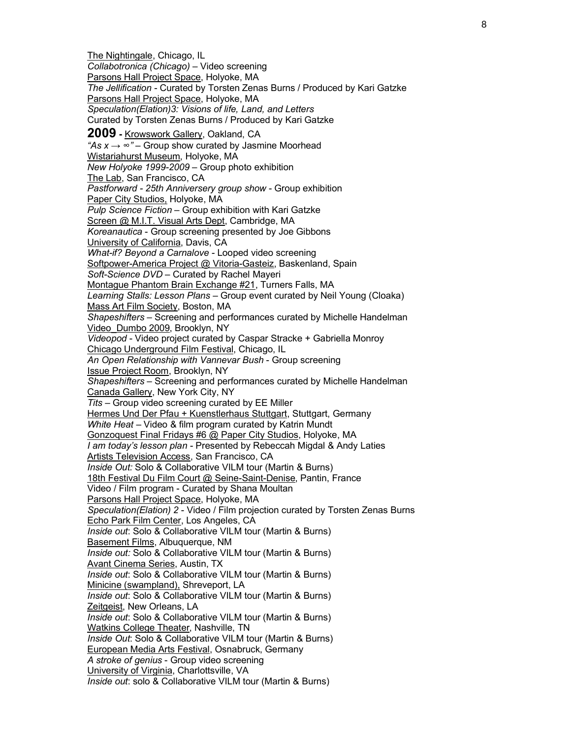The Nightingale, Chicago, IL
*Collabotronica (Chicago)* – Video screening
Parsons Hall Project Space, Holyoke, MA
*The Jellification* - Curated by Torsten Zenas Burns / Produced by Kari Gatzke
Parsons Hall Project Space, Holyoke, MA
*Speculation(Elation)3: Visions of life, Land, and Letters*
Curated by Torsten Zenas Burns / Produced by Kari Gatzke

**2009** - Krowswork Gallery, Oakland, CA
*"As x → ∞"* – Group show curated by Jasmine Moorhead
Wistariahurst Museum, Holyoke, MA
*New Holyoke 1999-2009* – Group photo exhibition
The Lab, San Francisco, CA
*Pastforward - 25th Anniversery group show* - Group exhibition
Paper City Studios, Holyoke, MA
*Pulp Science Fiction* – Group exhibition with Kari Gatzke
Screen @ M.I.T. Visual Arts Dept, Cambridge, MA
*Koreanautica* - Group screening presented by Joe Gibbons
University of California, Davis, CA
*What-if? Beyond a Carnalove* - Looped video screening
Softpower-America Project @ Vitoria-Gasteiz, Baskenland, Spain
*Soft-Science DVD* – Curated by Rachel Mayeri
Montague Phantom Brain Exchange #21, Turners Falls, MA
*Learning Stalls: Lesson Plans* – Group event curated by Neil Young (Cloaka)
Mass Art Film Society, Boston, MA
*Shapeshifters* – Screening and performances curated by Michelle Handelman
Video_Dumbo 2009, Brooklyn, NY
*Videopod* - Video project curated by Caspar Stracke + Gabriella Monroy
Chicago Underground Film Festival, Chicago, IL
*An Open Relationship with Vannevar Bush* - Group screening
Issue Project Room, Brooklyn, NY
*Shapeshifters* – Screening and performances curated by Michelle Handelman
Canada Gallery, New York City, NY
*Tits* – Group video screening curated by EE Miller
Hermes Und Der Pfau + Kuenstlerhaus Stuttgart, Stuttgart, Germany
*White Heat* – Video & film program curated by Katrin Mundt
Gonzoquest Final Fridays #6 @ Paper City Studios, Holyoke, MA
*I am today's lesson plan* - Presented by Rebeccah Migdal & Andy Laties
Artists Television Access, San Francisco, CA
*Inside Out:* Solo & Collaborative VILM tour (Martin & Burns)
18th Festival Du Film Court @ Seine-Saint-Denise, Pantin, France
Video / Film program - Curated by Shana Moultan
Parsons Hall Project Space, Holyoke, MA
*Speculation(Elation) 2* - Video / Film projection curated by Torsten Zenas Burns
Echo Park Film Center, Los Angeles, CA
*Inside out*: Solo & Collaborative VILM tour (Martin & Burns)
Basement Films, Albuquerque, NM
*Inside out:* Solo & Collaborative VILM tour (Martin & Burns)
Avant Cinema Series, Austin, TX
*Inside out*: Solo & Collaborative VILM tour (Martin & Burns)
Minicine (swampland), Shreveport, LA
*Inside out*: Solo & Collaborative VILM tour (Martin & Burns)
Zeitgeist, New Orleans, LA
*Inside out*: Solo & Collaborative VILM tour (Martin & Burns)
Watkins College Theater, Nashville, TN
*Inside Out*: Solo & Collaborative VILM tour (Martin & Burns)
European Media Arts Festival, Osnabruck, Germany
*A stroke of genius* - Group video screening
University of Virginia, Charlottsville, VA
*Inside out*: solo & Collaborative VILM tour (Martin & Burns)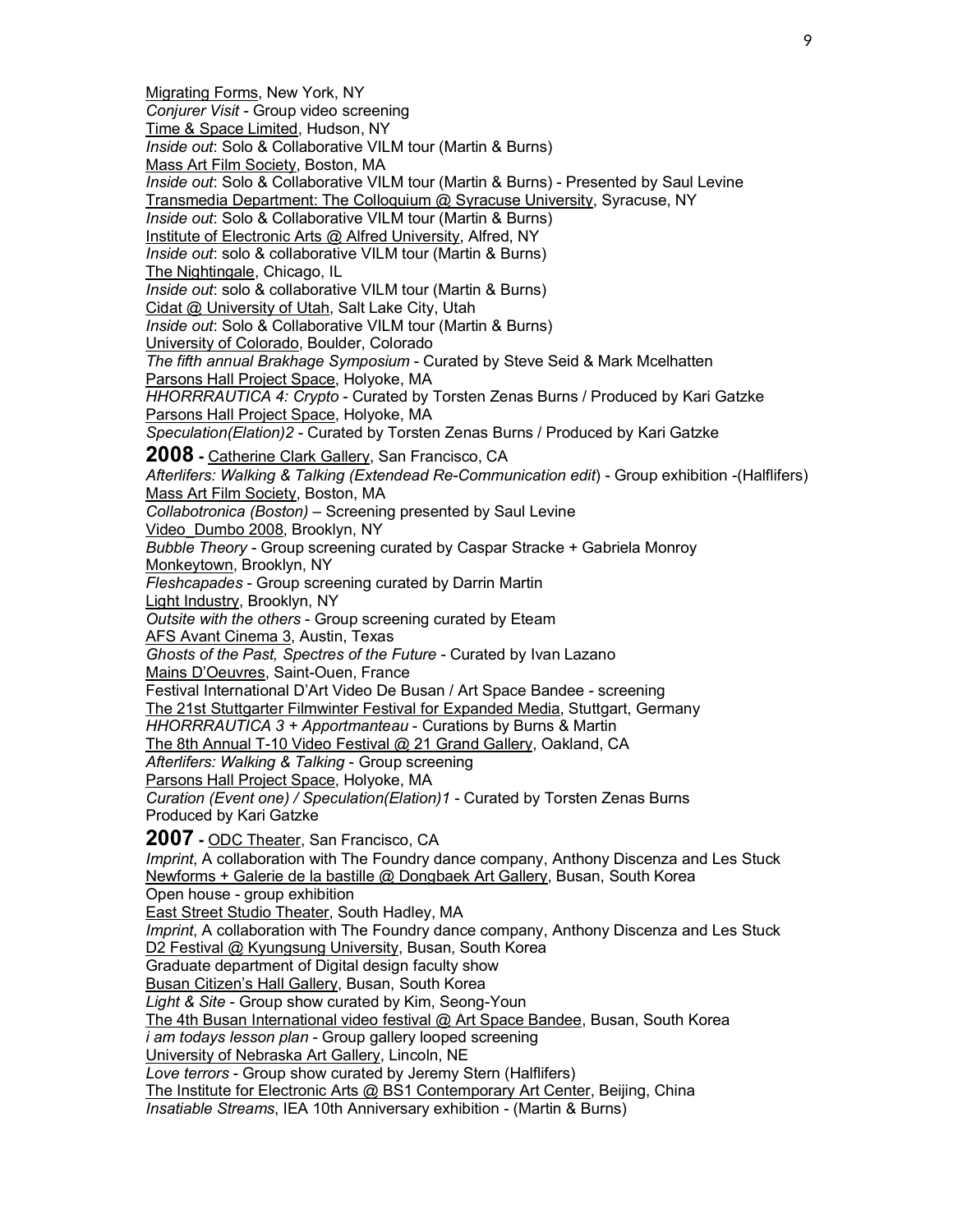Migrating Forms, New York, NY
*Conjurer Visit* - Group video screening
Time & Space Limited, Hudson, NY
*Inside out*: Solo & Collaborative VILM tour (Martin & Burns)
Mass Art Film Society, Boston, MA
*Inside out*: Solo & Collaborative VILM tour (Martin & Burns) - Presented by Saul Levine
Transmedia Department: The Colloquium @ Syracuse University, Syracuse, NY
*Inside out*: Solo & Collaborative VILM tour (Martin & Burns)
Institute of Electronic Arts @ Alfred University, Alfred, NY
*Inside out*: solo & collaborative VILM tour (Martin & Burns)
The Nightingale, Chicago, IL
*Inside out*: solo & collaborative VILM tour (Martin & Burns)
Cidat @ University of Utah, Salt Lake City, Utah
*Inside out*: Solo & Collaborative VILM tour (Martin & Burns)
University of Colorado, Boulder, Colorado
*The fifth annual Brakhage Symposium* - Curated by Steve Seid & Mark Mcelhatten
Parsons Hall Project Space, Holyoke, MA
*HHORRRAUTICA 4: Crypto* - Curated by Torsten Zenas Burns / Produced by Kari Gatzke
Parsons Hall Project Space, Holyoke, MA
*Speculation(Elation)2* - Curated by Torsten Zenas Burns / Produced by Kari Gatzke

**2008 -** Catherine Clark Gallery, San Francisco, CA
*Afterlifers: Walking & Talking (Extendead Re-Communication edit*) - Group exhibition -(Halflifers)
Mass Art Film Society, Boston, MA
*Collabotronica (Boston)* – Screening presented by Saul Levine
Video_Dumbo 2008, Brooklyn, NY
*Bubble Theory* - Group screening curated by Caspar Stracke + Gabriela Monroy
Monkeytown, Brooklyn, NY
*Fleshcapades* - Group screening curated by Darrin Martin
Light Industry, Brooklyn, NY
*Outsite with the others* - Group screening curated by Eteam
AFS Avant Cinema 3, Austin, Texas
*Ghosts of the Past, Spectres of the Future* - Curated by Ivan Lazano
Mains D'Oeuvres, Saint-Ouen, France
Festival International D'Art Video De Busan / Art Space Bandee - screening
The 21st Stuttgarter Filmwinter Festival for Expanded Media, Stuttgart, Germany
*HHORRRAUTICA 3 + Apportmanteau* - Curations by Burns & Martin
The 8th Annual T-10 Video Festival @ 21 Grand Gallery, Oakland, CA
*Afterlifers: Walking & Talking* - Group screening
Parsons Hall Project Space, Holyoke, MA
*Curation (Event one) / Speculation(Elation)1* - Curated by Torsten Zenas Burns
Produced by Kari Gatzke

**2007 -** ODC Theater, San Francisco, CA
*Imprint*, A collaboration with The Foundry dance company, Anthony Discenza and Les Stuck
Newforms + Galerie de la bastille @ Dongbaek Art Gallery, Busan, South Korea
Open house - group exhibition
East Street Studio Theater, South Hadley, MA
*Imprint*, A collaboration with The Foundry dance company, Anthony Discenza and Les Stuck
D2 Festival @ Kyungsung University, Busan, South Korea
Graduate department of Digital design faculty show
Busan Citizen's Hall Gallery, Busan, South Korea
*Light & Site* - Group show curated by Kim, Seong-Youn
The 4th Busan International video festival @ Art Space Bandee, Busan, South Korea
*i am todays lesson plan* - Group gallery looped screening
University of Nebraska Art Gallery, Lincoln, NE
*Love terrors* - Group show curated by Jeremy Stern (Halflifers)
The Institute for Electronic Arts @ BS1 Contemporary Art Center, Beijing, China
*Insatiable Streams*, IEA 10th Anniversary exhibition - (Martin & Burns)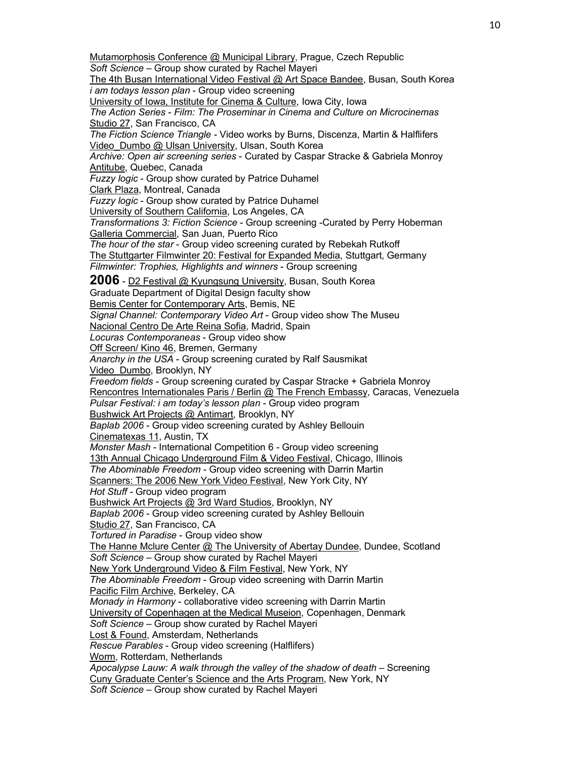Mutamorphosis Conference @ Municipal Library, Prague, Czech Republic
*Soft Science* – Group show curated by Rachel Mayeri
The 4th Busan International Video Festival @ Art Space Bandee, Busan, South Korea
*i am todays lesson plan* - Group video screening
University of Iowa, Institute for Cinema & Culture, Iowa City, Iowa
*The Action Series - Film: The Proseminar in Cinema and Culture on Microcinemas*
Studio 27, San Francisco, CA
*The Fiction Science Triangle* - Video works by Burns, Discenza, Martin & Halflifers
Video_Dumbo @ Ulsan University, Ulsan, South Korea
*Archive: Open air screening series* - Curated by Caspar Stracke & Gabriela Monroy
Antitube, Quebec, Canada
*Fuzzy logic* - Group show curated by Patrice Duhamel
Clark Plaza, Montreal, Canada
*Fuzzy logic* - Group show curated by Patrice Duhamel
University of Southern California, Los Angeles, CA
*Transformations 3: Fiction Science* - Group screening -Curated by Perry Hoberman
Galleria Commercial, San Juan, Puerto Rico
*The hour of the star* - Group video screening curated by Rebekah Rutkoff
The Stuttgarter Filmwinter 20: Festival for Expanded Media, Stuttgart, Germany
*Filmwinter: Trophies, Highlights and winners* - Group screening

**2006** - D2 Festival @ Kyungsung University, Busan, South Korea
Graduate Department of Digital Design faculty show
Bemis Center for Contemporary Arts, Bemis, NE
*Signal Channel: Contemporary Video Art* - Group video show The Museu
Nacional Centro De Arte Reina Sofia, Madrid, Spain
*Locuras Contemporaneas* - Group video show
Off Screen/ Kino 46, Bremen, Germany
*Anarchy in the USA* - Group screening curated by Ralf Sausmikat
Video_Dumbo, Brooklyn, NY
*Freedom fields* - Group screening curated by Caspar Stracke + Gabriela Monroy
Rencontres Internationales Paris / Berlin @ The French Embassy, Caracas, Venezuela
*Pulsar Festival: i am today's lesson plan* - Group video program
Bushwick Art Projects @ Antimart, Brooklyn, NY
*Baplab 2006* - Group video screening curated by Ashley Bellouin
Cinematexas 11, Austin, TX
*Monster Mash* - International Competition 6 - Group video screening
13th Annual Chicago Underground Film & Video Festival, Chicago, Illinois
*The Abominable Freedom* - Group video screening with Darrin Martin
Scanners: The 2006 New York Video Festival, New York City, NY
*Hot Stuff* - Group video program
Bushwick Art Projects @ 3rd Ward Studios, Brooklyn, NY
*Baplab 2006* - Group video screening curated by Ashley Bellouin
Studio 27, San Francisco, CA
*Tortured in Paradise* - Group video show
The Hanne Mclure Center @ The University of Abertay Dundee, Dundee, Scotland
*Soft Science* – Group show curated by Rachel Mayeri
New York Underground Video & Film Festival, New York, NY
*The Abominable Freedom* - Group video screening with Darrin Martin
Pacific Film Archive, Berkeley, CA
*Monady in Harmony* - collaborative video screening with Darrin Martin
University of Copenhagen at the Medical Museion, Copenhagen, Denmark
*Soft Science* – Group show curated by Rachel Mayeri
Lost & Found, Amsterdam, Netherlands
*Rescue Parables* - Group video screening (Halflifers)
Worm, Rotterdam, Netherlands
*Apocalypse Lauw: A walk through the valley of the shadow of death* – Screening
Cuny Graduate Center's Science and the Arts Program, New York, NY
*Soft Science* – Group show curated by Rachel Mayeri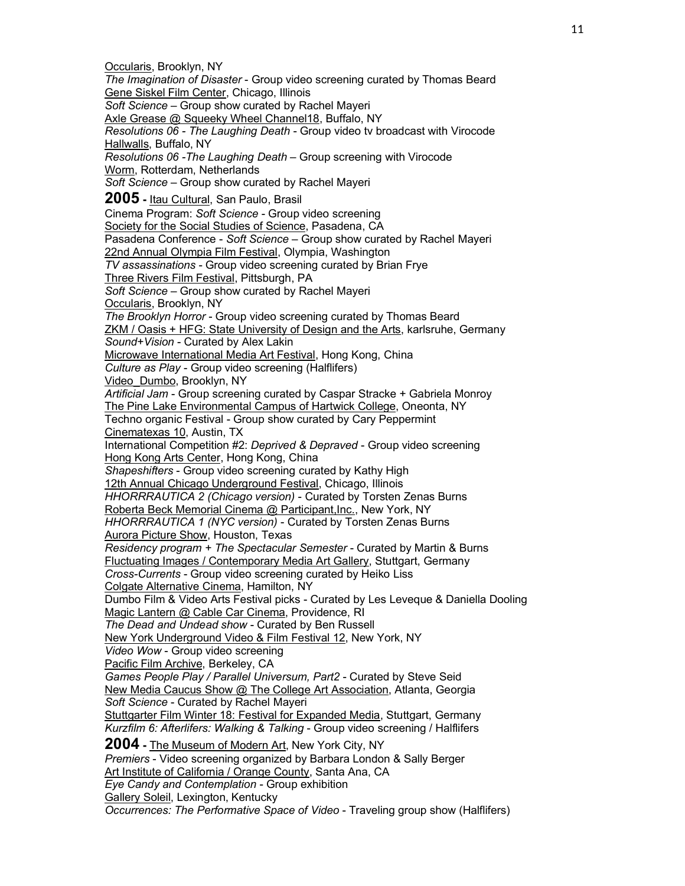Occularis, Brooklyn, NY
*The Imagination of Disaster* - Group video screening curated by Thomas Beard
Gene Siskel Film Center, Chicago, Illinois
*Soft Science* – Group show curated by Rachel Mayeri
Axle Grease @ Squeeky Wheel Channel18, Buffalo, NY
*Resolutions 06 - The Laughing Death* - Group video tv broadcast with Virocode
Hallwalls, Buffalo, NY
*Resolutions 06 -The Laughing Death* – Group screening with Virocode
Worm, Rotterdam, Netherlands
*Soft Science* – Group show curated by Rachel Mayeri

**2005** - Itau Cultural, San Paulo, Brasil
Cinema Program: *Soft Science* - Group video screening
Society for the Social Studies of Science, Pasadena, CA
Pasadena Conference - *Soft Science* – Group show curated by Rachel Mayeri
22nd Annual Olympia Film Festival, Olympia, Washington
*TV assassinations* - Group video screening curated by Brian Frye
Three Rivers Film Festival, Pittsburgh, PA
*Soft Science* – Group show curated by Rachel Mayeri
Occularis, Brooklyn, NY
*The Brooklyn Horror* - Group video screening curated by Thomas Beard
ZKM / Oasis + HFG: State University of Design and the Arts, karlsruhe, Germany
*Sound+Vision* - Curated by Alex Lakin
Microwave International Media Art Festival, Hong Kong, China
*Culture as Play* - Group video screening (Halflifers)
Video_Dumbo, Brooklyn, NY
*Artificial Jam* - Group screening curated by Caspar Stracke + Gabriela Monroy
The Pine Lake Environmental Campus of Hartwick College, Oneonta, NY
Techno organic Festival - Group show curated by Cary Peppermint
Cinematexas 10, Austin, TX
International Competition #2: *Deprived & Depraved* - Group video screening
Hong Kong Arts Center, Hong Kong, China
*Shapeshifters* - Group video screening curated by Kathy High
12th Annual Chicago Underground Festival, Chicago, Illinois
*HHORRRAUTICA 2 (Chicago version)* - Curated by Torsten Zenas Burns
Roberta Beck Memorial Cinema @ Participant,Inc., New York, NY
*HHORRRAUTICA 1 (NYC version)* - Curated by Torsten Zenas Burns
Aurora Picture Show, Houston, Texas
*Residency program + The Spectacular Semester* - Curated by Martin & Burns
Fluctuating Images / Contemporary Media Art Gallery, Stuttgart, Germany
*Cross-Currents* - Group video screening curated by Heiko Liss
Colgate Alternative Cinema, Hamilton, NY
Dumbo Film & Video Arts Festival picks - Curated by Les Leveque & Daniella Dooling
Magic Lantern @ Cable Car Cinema, Providence, RI
*The Dead and Undead show* - Curated by Ben Russell
New York Underground Video & Film Festival 12, New York, NY
*Video Wow* - Group video screening
Pacific Film Archive, Berkeley, CA
*Games People Play / Parallel Universum, Part2* - Curated by Steve Seid
New Media Caucus Show @ The College Art Association, Atlanta, Georgia
*Soft Science* - Curated by Rachel Mayeri
Stuttgarter Film Winter 18: Festival for Expanded Media, Stuttgart, Germany
*Kurzfilm 6: Afterlifers: Walking & Talking* - Group video screening / Halflifers

**2004** - The Museum of Modern Art, New York City, NY
*Premiers* - Video screening organized by Barbara London & Sally Berger
Art Institute of California / Orange County, Santa Ana, CA
*Eye Candy and Contemplation* - Group exhibition
Gallery Soleil, Lexington, Kentucky
*Occurrences: The Performative Space of Video* - Traveling group show (Halflifers)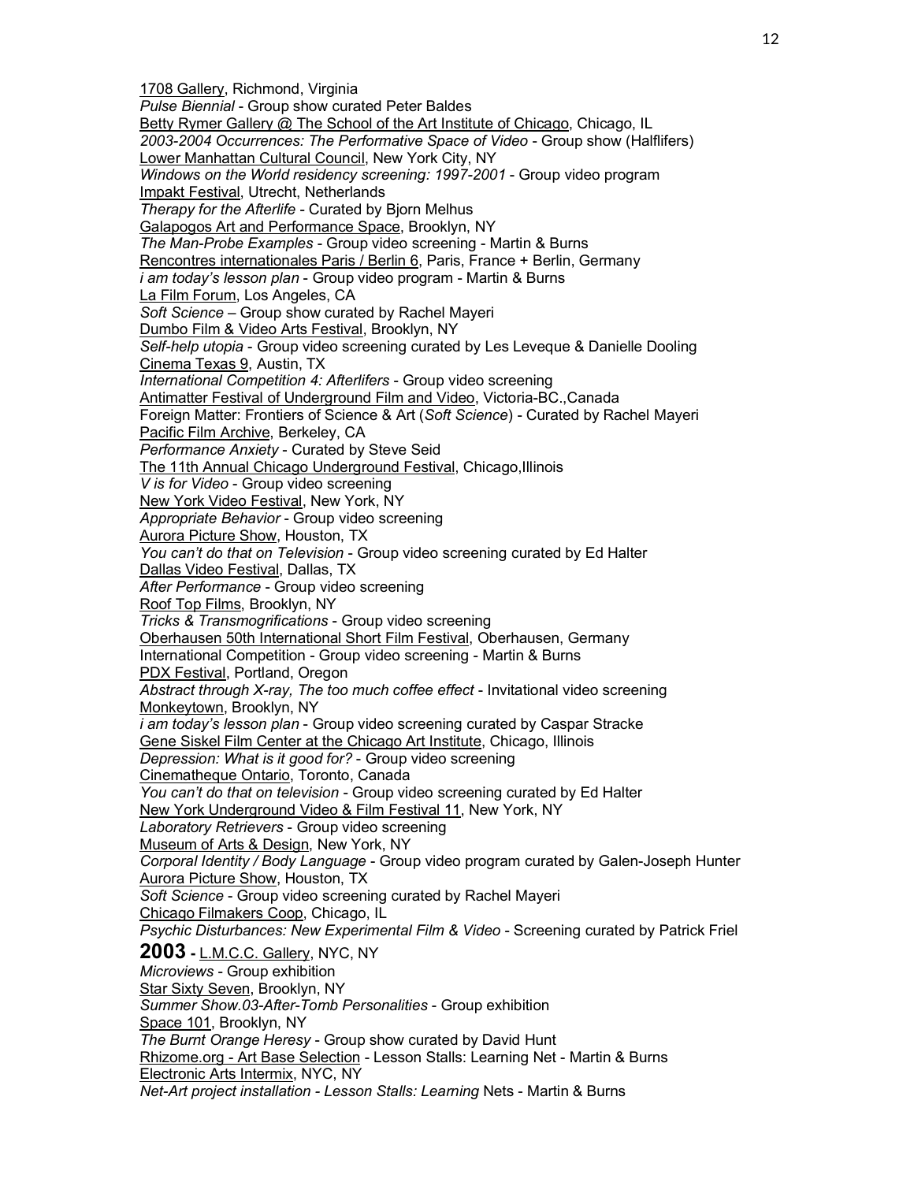<u>1708 Gallery</u>, Richmond, Virginia
*Pulse Biennial* - Group show curated Peter Baldes
<u>Betty Rymer Gallery @ The School of the Art Institute of Chicago</u>, Chicago, IL
*2003-2004 Occurrences: The Performative Space of Video* - Group show (Halflifers)
<u>Lower Manhattan Cultural Council</u>, New York City, NY
*Windows on the World residency screening: 1997-2001* - Group video program
<u>Impakt Festival</u>, Utrecht, Netherlands
*Therapy for the Afterlife* - Curated by Bjorn Melhus
<u>Galapogos Art and Performance Space</u>, Brooklyn, NY
*The Man-Probe Examples* - Group video screening - Martin & Burns
<u>Rencontres internationales Paris / Berlin 6</u>, Paris, France + Berlin, Germany
*i am today's lesson plan* - Group video program - Martin & Burns
<u>La Film Forum</u>, Los Angeles, CA
*Soft Science* – Group show curated by Rachel Mayeri
<u>Dumbo Film & Video Arts Festival</u>, Brooklyn, NY
*Self-help utopia* - Group video screening curated by Les Leveque & Danielle Dooling
<u>Cinema Texas 9</u>, Austin, TX
*International Competition 4: Afterlifers* - Group video screening
<u>Antimatter Festival of Underground Film and Video</u>, Victoria-BC.,Canada
Foreign Matter: Frontiers of Science & Art (*Soft Science*) - Curated by Rachel Mayeri
<u>Pacific Film Archive</u>, Berkeley, CA
*Performance Anxiety* - Curated by Steve Seid
<u>The 11th Annual Chicago Underground Festival</u>, Chicago,Illinois
*V is for Video* - Group video screening
<u>New York Video Festival</u>, New York, NY
*Appropriate Behavior* - Group video screening
<u>Aurora Picture Show</u>, Houston, TX
*You can't do that on Television* - Group video screening curated by Ed Halter
<u>Dallas Video Festival</u>, Dallas, TX
*After Performance* - Group video screening
<u>Roof Top Films</u>, Brooklyn, NY
*Tricks & Transmogrifications* - Group video screening
<u>Oberhausen 50th International Short Film Festival</u>, Oberhausen, Germany
International Competition - Group video screening - Martin & Burns
<u>PDX Festival</u>, Portland, Oregon
*Abstract through X-ray, The too much coffee effect* - Invitational video screening
<u>Monkeytown</u>, Brooklyn, NY
*i am today's lesson plan* - Group video screening curated by Caspar Stracke
<u>Gene Siskel Film Center at the Chicago Art Institute</u>, Chicago, Illinois
*Depression: What is it good for?* - Group video screening
<u>Cinematheque Ontario</u>, Toronto, Canada
*You can't do that on television* - Group video screening curated by Ed Halter
<u>New York Underground Video & Film Festival 11</u>, New York, NY
*Laboratory Retrievers* - Group video screening
<u>Museum of Arts & Design</u>, New York, NY
*Corporal Identity / Body Language* - Group video program curated by Galen-Joseph Hunter
<u>Aurora Picture Show</u>, Houston, TX
*Soft Science* - Group video screening curated by Rachel Mayeri
<u>Chicago Filmakers Coop</u>, Chicago, IL
*Psychic Disturbances: New Experimental Film & Video* - Screening curated by Patrick Friel

**2003** - <u>L.M.C.C. Gallery</u>, NYC, NY
*Microviews* - Group exhibition
<u>Star Sixty Seven</u>, Brooklyn, NY
*Summer Show.03-After-Tomb Personalities* - Group exhibition
<u>Space 101</u>, Brooklyn, NY
*The Burnt Orange Heresy* - Group show curated by David Hunt
<u>Rhizome.org - Art Base Selection</u> - Lesson Stalls: Learning Net - Martin & Burns
<u>Electronic Arts Intermix</u>, NYC, NY
*Net-Art project installation - Lesson Stalls: Learning* Nets - Martin & Burns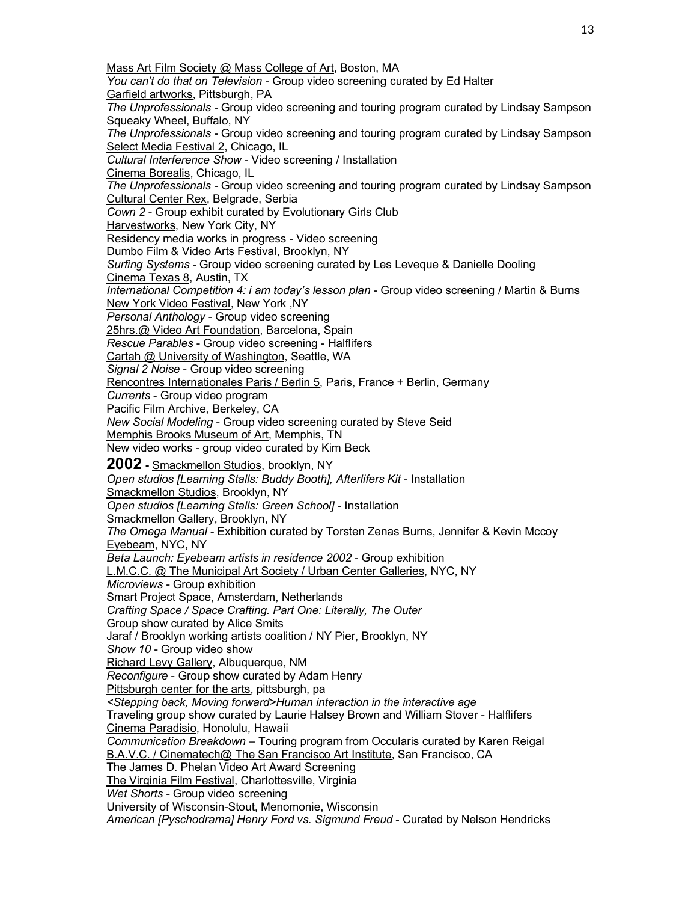Mass Art Film Society @ Mass College of Art, Boston, MA
*You can't do that on Television* - Group video screening curated by Ed Halter
Garfield artworks, Pittsburgh, PA
*The Unprofessionals* - Group video screening and touring program curated by Lindsay Sampson
Squeaky Wheel, Buffalo, NY
*The Unprofessionals* - Group video screening and touring program curated by Lindsay Sampson
Select Media Festival 2, Chicago, IL
*Cultural Interference Show* - Video screening / Installation
Cinema Borealis, Chicago, IL
*The Unprofessionals* - Group video screening and touring program curated by Lindsay Sampson
Cultural Center Rex, Belgrade, Serbia
*Cown 2* - Group exhibit curated by Evolutionary Girls Club
Harvestworks, New York City, NY
Residency media works in progress - Video screening
Dumbo Film & Video Arts Festival, Brooklyn, NY
*Surfing Systems* - Group video screening curated by Les Leveque & Danielle Dooling
Cinema Texas 8, Austin, TX
*International Competition 4: i am today's lesson plan* - Group video screening / Martin & Burns
New York Video Festival, New York ,NY
*Personal Anthology* - Group video screening
25hrs.@ Video Art Foundation, Barcelona, Spain
*Rescue Parables* - Group video screening - Halflifers
Cartah @ University of Washington, Seattle, WA
*Signal 2 Noise* - Group video screening
Rencontres Internationales Paris / Berlin 5, Paris, France + Berlin, Germany
*Currents* - Group video program
Pacific Film Archive, Berkeley, CA
*New Social Modeling* - Group video screening curated by Steve Seid
Memphis Brooks Museum of Art, Memphis, TN
New video works - group video curated by Kim Beck

**2002** - Smackmellon Studios, brooklyn, NY
*Open studios [Learning Stalls: Buddy Booth], Afterlifers Kit* - Installation
Smackmellon Studios, Brooklyn, NY
*Open studios [Learning Stalls: Green School]* - Installation
Smackmellon Gallery, Brooklyn, NY
*The Omega Manual* - Exhibition curated by Torsten Zenas Burns, Jennifer & Kevin Mccoy
Eyebeam, NYC, NY
*Beta Launch: Eyebeam artists in residence 2002* - Group exhibition
L.M.C.C. @ The Municipal Art Society / Urban Center Galleries, NYC, NY
*Microviews* - Group exhibition
Smart Project Space, Amsterdam, Netherlands
*Crafting Space / Space Crafting. Part One: Literally, The Outer*
Group show curated by Alice Smits
Jaraf / Brooklyn working artists coalition / NY Pier, Brooklyn, NY
*Show 10* - Group video show
Richard Levy Gallery, Albuquerque, NM
*Reconfigure* - Group show curated by Adam Henry
Pittsburgh center for the arts, pittsburgh, pa
*<Stepping back, Moving forward>Human interaction in the interactive age*
Traveling group show curated by Laurie Halsey Brown and William Stover - Halflifers
Cinema Paradisio, Honolulu, Hawaii
*Communication Breakdown* – Touring program from Occularis curated by Karen Reigal
B.A.V.C. / Cinematech@ The San Francisco Art Institute, San Francisco, CA
The James D. Phelan Video Art Award Screening
The Virginia Film Festival, Charlottesville, Virginia
*Wet Shorts* - Group video screening
University of Wisconsin-Stout, Menomonie, Wisconsin
*American [Pyschodrama] Henry Ford vs. Sigmund Freud* - Curated by Nelson Hendricks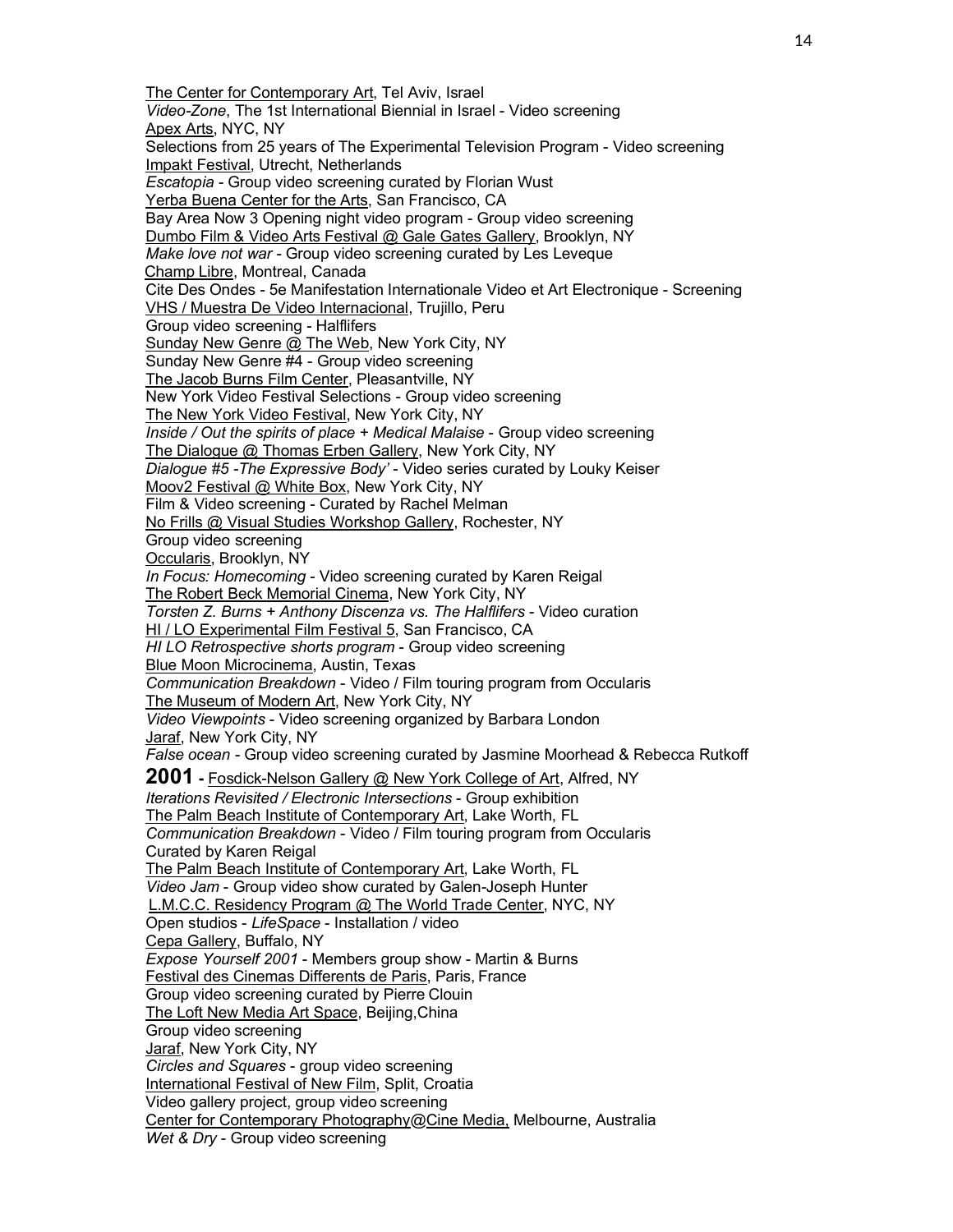<u>The Center for Contemporary Art</u>, Tel Aviv, Israel
*Video-Zone*, The 1st International Biennial in Israel - Video screening
<u>Apex Arts</u>, NYC, NY
Selections from 25 years of The Experimental Television Program - Video screening
<u>Impakt Festival</u>, Utrecht, Netherlands
*Escatopia* - Group video screening curated by Florian Wust
<u>Yerba Buena Center for the Arts</u>, San Francisco, CA
Bay Area Now 3 Opening night video program - Group video screening
<u>Dumbo Film & Video Arts Festival @ Gale Gates Gallery</u>, Brooklyn, NY
*Make love not war* - Group video screening curated by Les Leveque
<u>Champ Libre</u>, Montreal, Canada
Cite Des Ondes - 5e Manifestation Internationale Video et Art Electronique - Screening
<u>VHS / Muestra De Video Internacional</u>, Trujillo, Peru
Group video screening - Halflifers
<u>Sunday New Genre @ The Web</u>, New York City, NY
Sunday New Genre #4 - Group video screening
<u>The Jacob Burns Film Center</u>, Pleasantville, NY
New York Video Festival Selections - Group video screening
<u>The New York Video Festival</u>, New York City, NY
*Inside / Out the spirits of place + Medical Malaise* - Group video screening
<u>The Dialogue @ Thomas Erben Gallery</u>, New York City, NY
*Dialogue #5 -The Expressive Body'* - Video series curated by Louky Keiser
<u>Moov2 Festival @ White Box</u>, New York City, NY
Film & Video screening - Curated by Rachel Melman
<u>No Frills @ Visual Studies Workshop Gallery</u>, Rochester, NY
Group video screening
<u>Occularis</u>, Brooklyn, NY
*In Focus: Homecoming* - Video screening curated by Karen Reigal
<u>The Robert Beck Memorial Cinema</u>, New York City, NY
*Torsten Z. Burns + Anthony Discenza vs. The Halflifers* - Video curation
<u>HI / LO Experimental Film Festival 5</u>, San Francisco, CA
*HI LO Retrospective shorts program* - Group video screening
<u>Blue Moon Microcinema</u>, Austin, Texas
*Communication Breakdown* - Video / Film touring program from Occularis
<u>The Museum of Modern Art</u>, New York City, NY
*Video Viewpoints* - Video screening organized by Barbara London
<u>Jaraf</u>, New York City, NY
*False ocean* - Group video screening curated by Jasmine Moorhead & Rebecca Rutkoff

**2001** - <u>Fosdick-Nelson Gallery @ New York College of Art</u>, Alfred, NY
*Iterations Revisited / Electronic Intersections* - Group exhibition
<u>The Palm Beach Institute of Contemporary Art</u>, Lake Worth, FL
*Communication Breakdown* - Video / Film touring program from Occularis
Curated by Karen Reigal
<u>The Palm Beach Institute of Contemporary Art</u>, Lake Worth, FL
*Video Jam* - Group video show curated by Galen-Joseph Hunter
<u>L.M.C.C. Residency Program @ The World Trade Center</u>, NYC, NY
Open studios - *LifeSpace* - Installation / video
<u>Cepa Gallery</u>, Buffalo, NY
*Expose Yourself 2001* - Members group show - Martin & Burns
<u>Festival des Cinemas Differents de Paris</u>, Paris, France
Group video screening curated by Pierre Clouin
<u>The Loft New Media Art Space</u>, Beijing,China
Group video screening
<u>Jaraf</u>, New York City, NY
*Circles and Squares* - group video screening
<u>International Festival of New Film</u>, Split, Croatia
Video gallery project, group video screening
<u>Center for Contemporary Photography@Cine Media,</u> Melbourne, Australia
*Wet & Dry* - Group video screening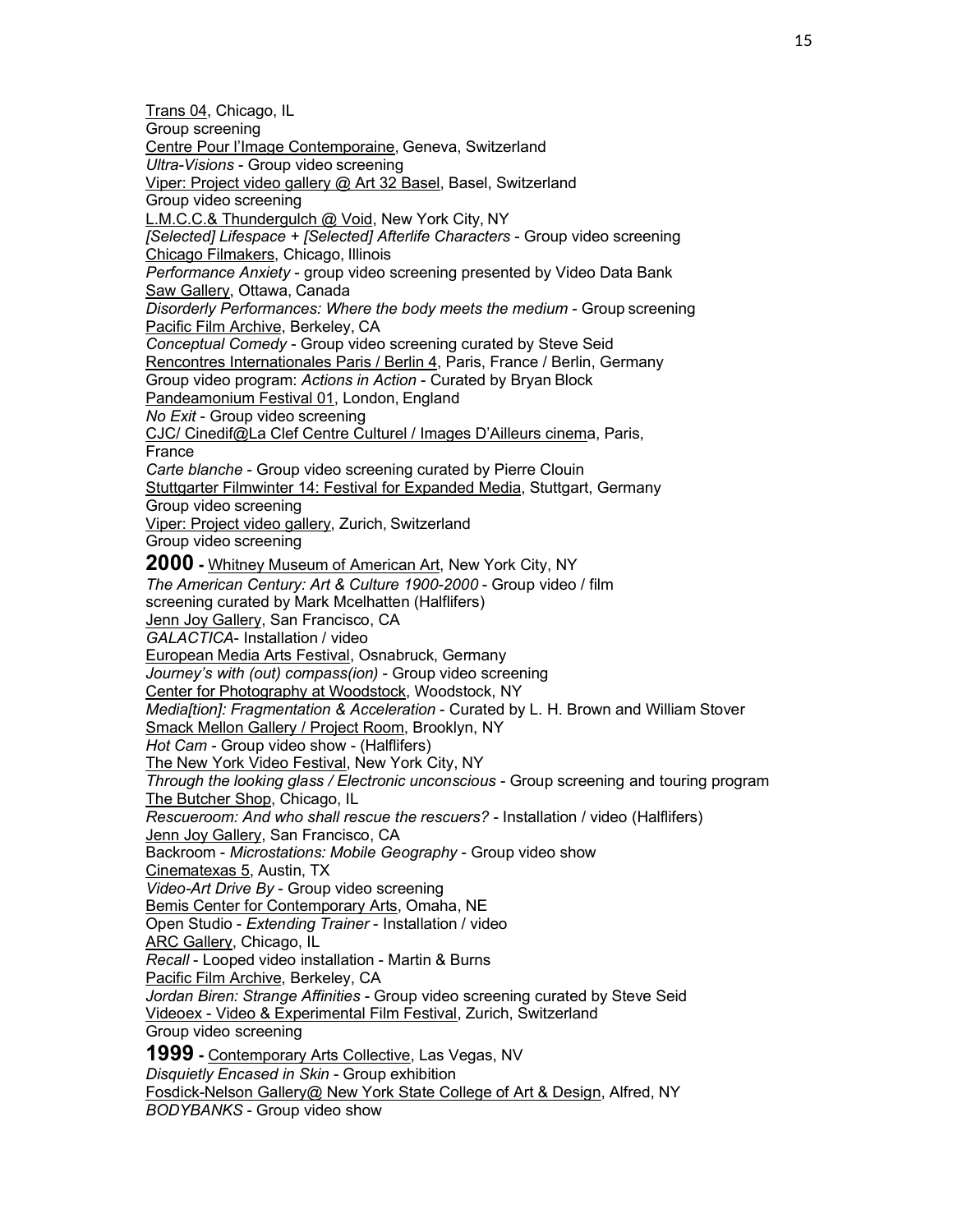Trans 04, Chicago, IL
Group screening
Centre Pour l'Image Contemporaine, Geneva, Switzerland
*Ultra-Visions* - Group video screening
Viper: Project video gallery @ Art 32 Basel, Basel, Switzerland
Group video screening
L.M.C.C.& Thundergulch @ Void, New York City, NY
*[Selected] Lifespace + [Selected] Afterlife Characters* - Group video screening
Chicago Filmakers, Chicago, Illinois
*Performance Anxiety* - group video screening presented by Video Data Bank
Saw Gallery, Ottawa, Canada
*Disorderly Performances: Where the body meets the medium* - Group screening
Pacific Film Archive, Berkeley, CA
*Conceptual Comedy* - Group video screening curated by Steve Seid
Rencontres Internationales Paris / Berlin 4, Paris, France / Berlin, Germany
Group video program: *Actions in Action* - Curated by Bryan Block
Pandeamonium Festival 01, London, England
*No Exit* - Group video screening
CJC/ Cinedif@La Clef Centre Culturel / Images D'Ailleurs cinema, Paris, France
*Carte blanche* - Group video screening curated by Pierre Clouin
Stuttgarter Filmwinter 14: Festival for Expanded Media, Stuttgart, Germany
Group video screening
Viper: Project video gallery, Zurich, Switzerland
Group video screening

**2000** - Whitney Museum of American Art, New York City, NY
*The American Century: Art & Culture 1900-2000* - Group video / film screening curated by Mark Mcelhatten (Halflifers)
Jenn Joy Gallery, San Francisco, CA
*GALACTICA*- Installation / video
European Media Arts Festival, Osnabruck, Germany
*Journey's with (out) compass(ion)* - Group video screening
Center for Photography at Woodstock, Woodstock, NY
*Media[tion]: Fragmentation & Acceleration* - Curated by L. H. Brown and William Stover
Smack Mellon Gallery / Project Room, Brooklyn, NY
*Hot Cam* - Group video show - (Halflifers)
The New York Video Festival, New York City, NY
*Through the looking glass / Electronic unconscious* - Group screening and touring program
The Butcher Shop, Chicago, IL
*Rescueroom: And who shall rescue the rescuers?* - Installation / video (Halflifers)
Jenn Joy Gallery, San Francisco, CA
Backroom - *Microstations: Mobile Geography* - Group video show
Cinematexas 5, Austin, TX
*Video-Art Drive By* - Group video screening
Bemis Center for Contemporary Arts, Omaha, NE
Open Studio - *Extending Trainer* - Installation / video
ARC Gallery, Chicago, IL
*Recall* - Looped video installation - Martin & Burns
Pacific Film Archive, Berkeley, CA
*Jordan Biren: Strange Affinities* - Group video screening curated by Steve Seid
Videoex - Video & Experimental Film Festival, Zurich, Switzerland
Group video screening

**1999** - Contemporary Arts Collective, Las Vegas, NV
*Disquietly Encased in Skin* - Group exhibition
Fosdick-Nelson Gallery@ New York State College of Art & Design, Alfred, NY
*BODYBANKS* - Group video show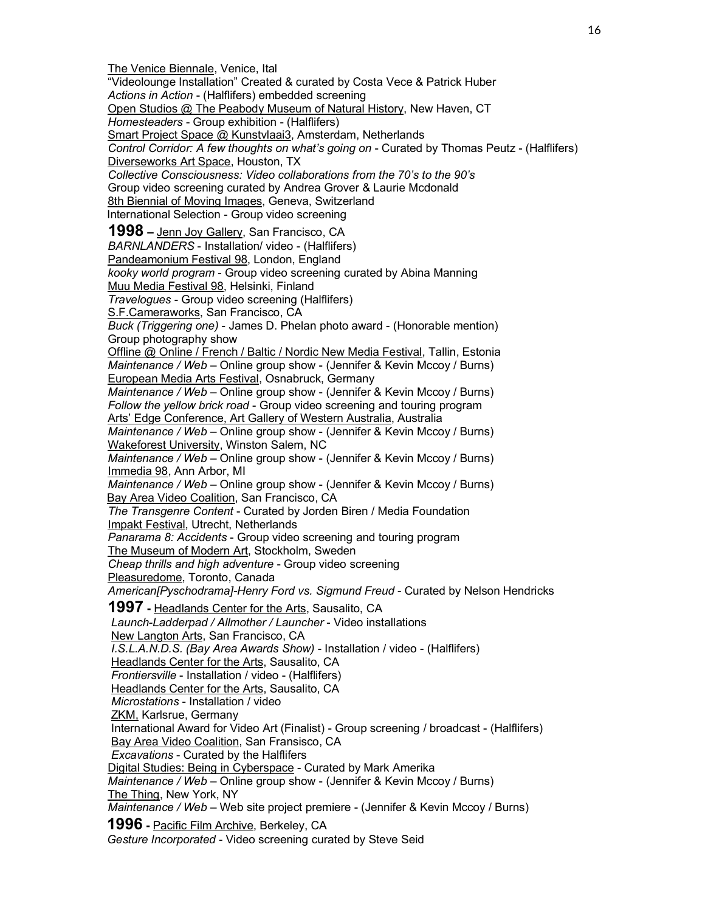The Venice Biennale, Venice, Ital
"Videolounge Installation" Created & curated by Costa Vece & Patrick Huber
*Actions in Action* - (Halflifers) embedded screening
Open Studios @ The Peabody Museum of Natural History, New Haven, CT
*Homesteaders* - Group exhibition - (Halflifers)
Smart Project Space @ Kunstvlaai3, Amsterdam, Netherlands
*Control Corridor: A few thoughts on what's going on* - Curated by Thomas Peutz - (Halflifers)
Diverseworks Art Space, Houston, TX
*Collective Consciousness: Video collaborations from the 70's to the 90's*
Group video screening curated by Andrea Grover & Laurie Mcdonald
8th Biennial of Moving Images, Geneva, Switzerland
International Selection - Group video screening

**1998** – Jenn Joy Gallery, San Francisco, CA
*BARNLANDERS* - Installation/ video - (Halflifers)
Pandeamonium Festival 98, London, England
*kooky world program* - Group video screening curated by Abina Manning
Muu Media Festival 98, Helsinki, Finland
*Travelogues* - Group video screening (Halflifers)
S.F.Cameraworks, San Francisco, CA
*Buck (Triggering one)* - James D. Phelan photo award - (Honorable mention)
Group photography show
Offline @ Online / French / Baltic / Nordic New Media Festival, Tallin, Estonia
*Maintenance / Web* – Online group show - (Jennifer & Kevin Mccoy / Burns)
European Media Arts Festival, Osnabruck, Germany
*Maintenance / Web* – Online group show - (Jennifer & Kevin Mccoy / Burns)
*Follow the yellow brick road* - Group video screening and touring program
Arts' Edge Conference, Art Gallery of Western Australia, Australia
*Maintenance / Web* – Online group show - (Jennifer & Kevin Mccoy / Burns)
Wakeforest University, Winston Salem, NC
*Maintenance / Web* – Online group show - (Jennifer & Kevin Mccoy / Burns)
Immedia 98, Ann Arbor, MI
*Maintenance / Web* – Online group show - (Jennifer & Kevin Mccoy / Burns)
Bay Area Video Coalition, San Francisco, CA
*The Transgenre Content* - Curated by Jorden Biren / Media Foundation
Impakt Festival, Utrecht, Netherlands
*Panarama 8: Accidents* - Group video screening and touring program
The Museum of Modern Art, Stockholm, Sweden
*Cheap thrills and high adventure* - Group video screening
Pleasuredome, Toronto, Canada
*American[Pyschodrama]-Henry Ford vs. Sigmund Freud* - Curated by Nelson Hendricks

**1997** - Headlands Center for the Arts, Sausalito, CA
*Launch-Ladderpad / Allmother / Launcher* - Video installations
New Langton Arts, San Francisco, CA
*I.S.L.A.N.D.S. (Bay Area Awards Show)* - Installation / video - (Halflifers)
Headlands Center for the Arts, Sausalito, CA
*Frontiersville* - Installation / video - (Halflifers)
Headlands Center for the Arts, Sausalito, CA
*Microstations* - Installation / video
ZKM, Karlsrue, Germany
International Award for Video Art (Finalist) - Group screening / broadcast - (Halflifers)
Bay Area Video Coalition, San Fransisco, CA
*Excavations* - Curated by the Halflifers
Digital Studies: Being in Cyberspace - Curated by Mark Amerika
*Maintenance / Web* – Online group show - (Jennifer & Kevin Mccoy / Burns)
The Thing, New York, NY
*Maintenance / Web* – Web site project premiere - (Jennifer & Kevin Mccoy / Burns)

**1996** - Pacific Film Archive, Berkeley, CA
*Gesture Incorporated* - Video screening curated by Steve Seid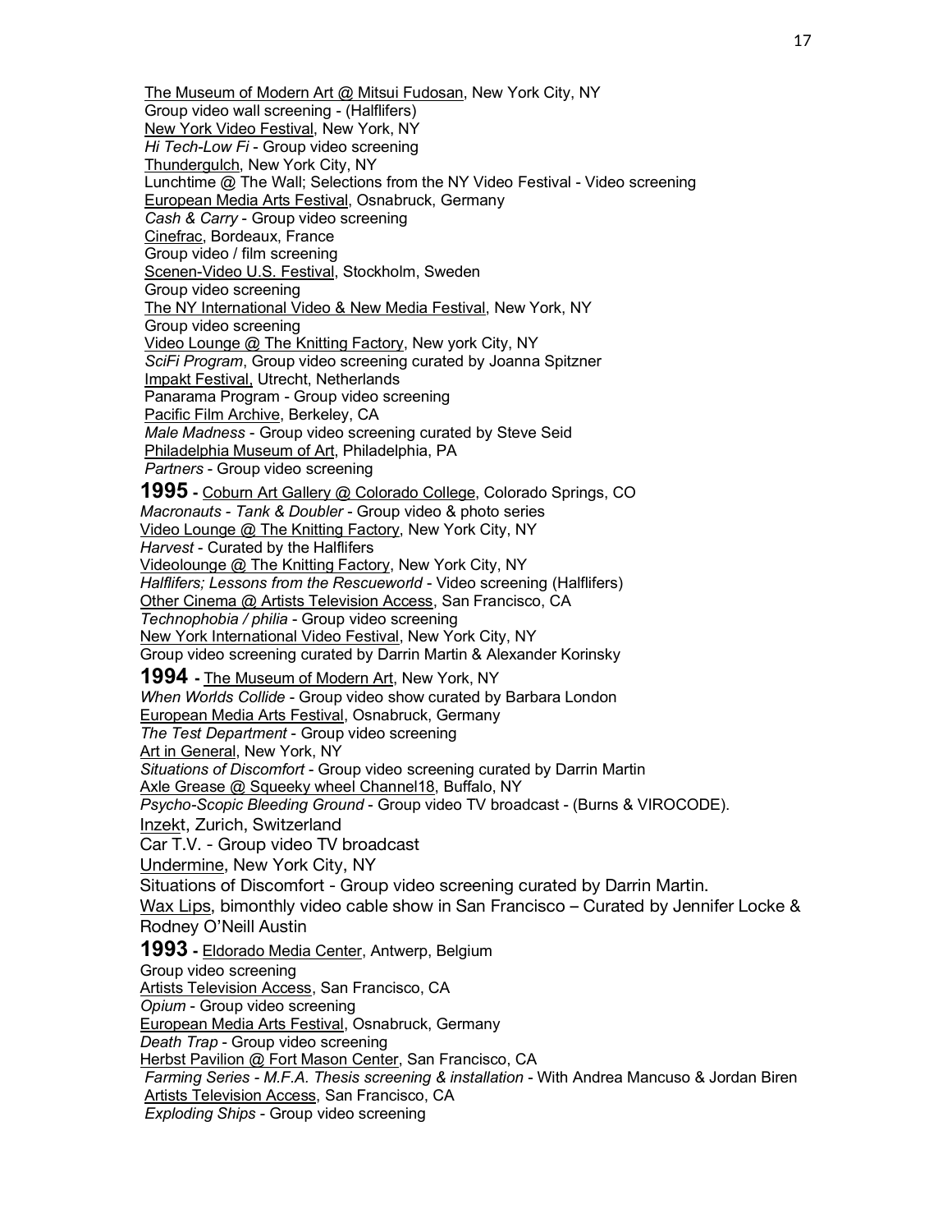The Museum of Modern Art @ Mitsui Fudosan, New York City, NY
Group video wall screening - (Halflifers)
New York Video Festival, New York, NY
*Hi Tech-Low Fi* - Group video screening
Thundergulch, New York City, NY
Lunchtime @ The Wall; Selections from the NY Video Festival - Video screening
European Media Arts Festival, Osnabruck, Germany
*Cash & Carry* - Group video screening
Cinefrac, Bordeaux, France
Group video / film screening
Scenen-Video U.S. Festival, Stockholm, Sweden
Group video screening
The NY International Video & New Media Festival, New York, NY
Group video screening
Video Lounge @ The Knitting Factory, New york City, NY
*SciFi Program*, Group video screening curated by Joanna Spitzner
Impakt Festival, Utrecht, Netherlands
Panarama Program - Group video screening
Pacific Film Archive, Berkeley, CA
*Male Madness* - Group video screening curated by Steve Seid
Philadelphia Museum of Art, Philadelphia, PA
*Partners* - Group video screening

**1995 -** Coburn Art Gallery @ Colorado College, Colorado Springs, CO
*Macronauts - Tank & Doubler* - Group video & photo series
Video Lounge @ The Knitting Factory, New York City, NY
*Harvest* - Curated by the Halflifers
Videolounge @ The Knitting Factory, New York City, NY
*Halflifers; Lessons from the Rescueworld* - Video screening (Halflifers)
Other Cinema @ Artists Television Access, San Francisco, CA
*Technophobia / philia* - Group video screening
New York International Video Festival, New York City, NY
Group video screening curated by Darrin Martin & Alexander Korinsky

**1994 -** The Museum of Modern Art, New York, NY
*When Worlds Collide* - Group video show curated by Barbara London
European Media Arts Festival, Osnabruck, Germany
*The Test Department* - Group video screening
Art in General, New York, NY
*Situations of Discomfort* - Group video screening curated by Darrin Martin
Axle Grease @ Squeeky wheel Channel18, Buffalo, NY
*Psycho-Scopic Bleeding Ground* - Group video TV broadcast - (Burns & VIROCODE).
Inzekt, Zurich, Switzerland
Car T.V. - Group video TV broadcast
Undermine, New York City, NY
Situations of Discomfort - Group video screening curated by Darrin Martin.
Wax Lips, bimonthly video cable show in San Francisco – Curated by Jennifer Locke & Rodney O'Neill Austin

**1993 -** Eldorado Media Center, Antwerp, Belgium
Group video screening
Artists Television Access, San Francisco, CA
*Opium* - Group video screening
European Media Arts Festival, Osnabruck, Germany
*Death Trap* - Group video screening
Herbst Pavilion @ Fort Mason Center, San Francisco, CA
*Farming Series - M.F.A. Thesis screening & installation* - With Andrea Mancuso & Jordan Biren
Artists Television Access, San Francisco, CA
*Exploding Ships* - Group video screening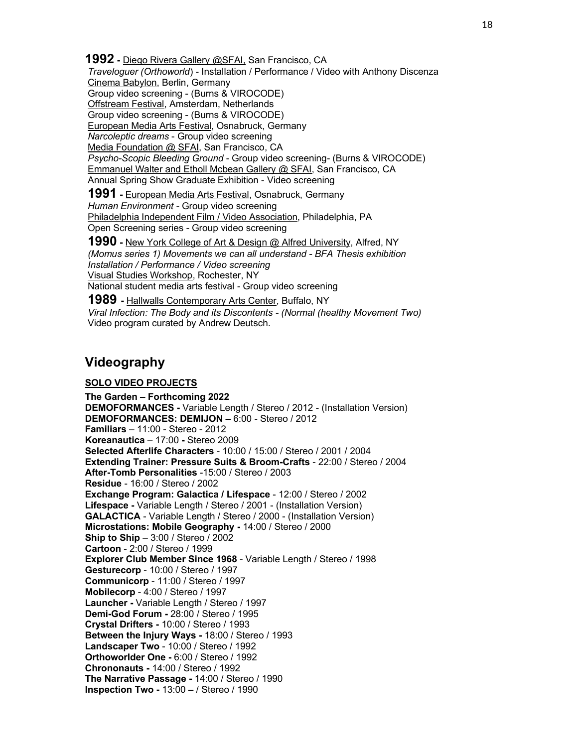**1992 -** Diego Rivera Gallery @SFAI, San Francisco, CA
*Traveloguer (Orthoworld*) - Installation / Performance / Video with Anthony Discenza
Cinema Babylon, Berlin, Germany
Group video screening - (Burns & VIROCODE)
Offstream Festival, Amsterdam, Netherlands
Group video screening - (Burns & VIROCODE)
European Media Arts Festival, Osnabruck, Germany
*Narcoleptic dreams* - Group video screening
Media Foundation @ SFAI, San Francisco, CA
*Psycho-Scopic Bleeding Ground* - Group video screening- (Burns & VIROCODE)
Emmanuel Walter and Etholl Mcbean Gallery @ SFAI, San Francisco, CA
Annual Spring Show Graduate Exhibition - Video screening

**1991 -** European Media Arts Festival, Osnabruck, Germany
*Human Environment* - Group video screening
Philadelphia Independent Film / Video Association, Philadelphia, PA
Open Screening series - Group video screening

**1990 -** New York College of Art & Design @ Alfred University, Alfred, NY
*(Momus series 1) Movements we can all understand - BFA Thesis exhibition*
*Installation / Performance / Video screening*
Visual Studies Workshop, Rochester, NY
National student media arts festival - Group video screening

**1989 -** Hallwalls Contemporary Arts Center, Buffalo, NY
*Viral Infection: The Body and its Discontents - (Normal (healthy Movement Two)*
Video program curated by Andrew Deutsch.

## Videography

**SOLO VIDEO PROJECTS**

**The Garden – Forthcoming 2022**
**DEMOFORMANCES -** Variable Length / Stereo / 2012 - (Installation Version)
**DEMOFORMANCES: DEMIJON –** 6:00 - Stereo / 2012
**Familiars** – 11:00 - Stereo - 2012
**Koreanautica** – 17:00 **-** Stereo 2009
**Selected Afterlife Characters** - 10:00 / 15:00 / Stereo / 2001 / 2004
**Extending Trainer: Pressure Suits & Broom-Crafts** - 22:00 / Stereo / 2004
**After-Tomb Personalities** -15:00 / Stereo / 2003
**Residue** - 16:00 / Stereo / 2002
**Exchange Program: Galactica / Lifespace** - 12:00 / Stereo / 2002
**Lifespace -** Variable Length / Stereo / 2001 - (Installation Version)
**GALACTICA** - Variable Length / Stereo / 2000 - (Installation Version)
**Microstations: Mobile Geography -** 14:00 / Stereo / 2000
**Ship to Ship** – 3:00 / Stereo / 2002
**Cartoon** - 2:00 / Stereo / 1999
**Explorer Club Member Since 1968** - Variable Length / Stereo / 1998
**Gesturecorp** - 10:00 / Stereo / 1997
**Communicorp** - 11:00 / Stereo / 1997
**Mobilecorp** - 4:00 / Stereo / 1997
**Launcher -** Variable Length / Stereo / 1997
**Demi-God Forum -** 28:00 / Stereo / 1995
**Crystal Drifters -** 10:00 / Stereo / 1993
**Between the Injury Ways -** 18:00 / Stereo / 1993
**Landscaper Two** - 10:00 / Stereo / 1992
**Orthoworlder One -** 6:00 / Stereo / 1992
**Chrononauts -** 14:00 / Stereo / 1992
**The Narrative Passage -** 14:00 / Stereo / 1990
**Inspection Two -** 13:00 **–** / Stereo / 1990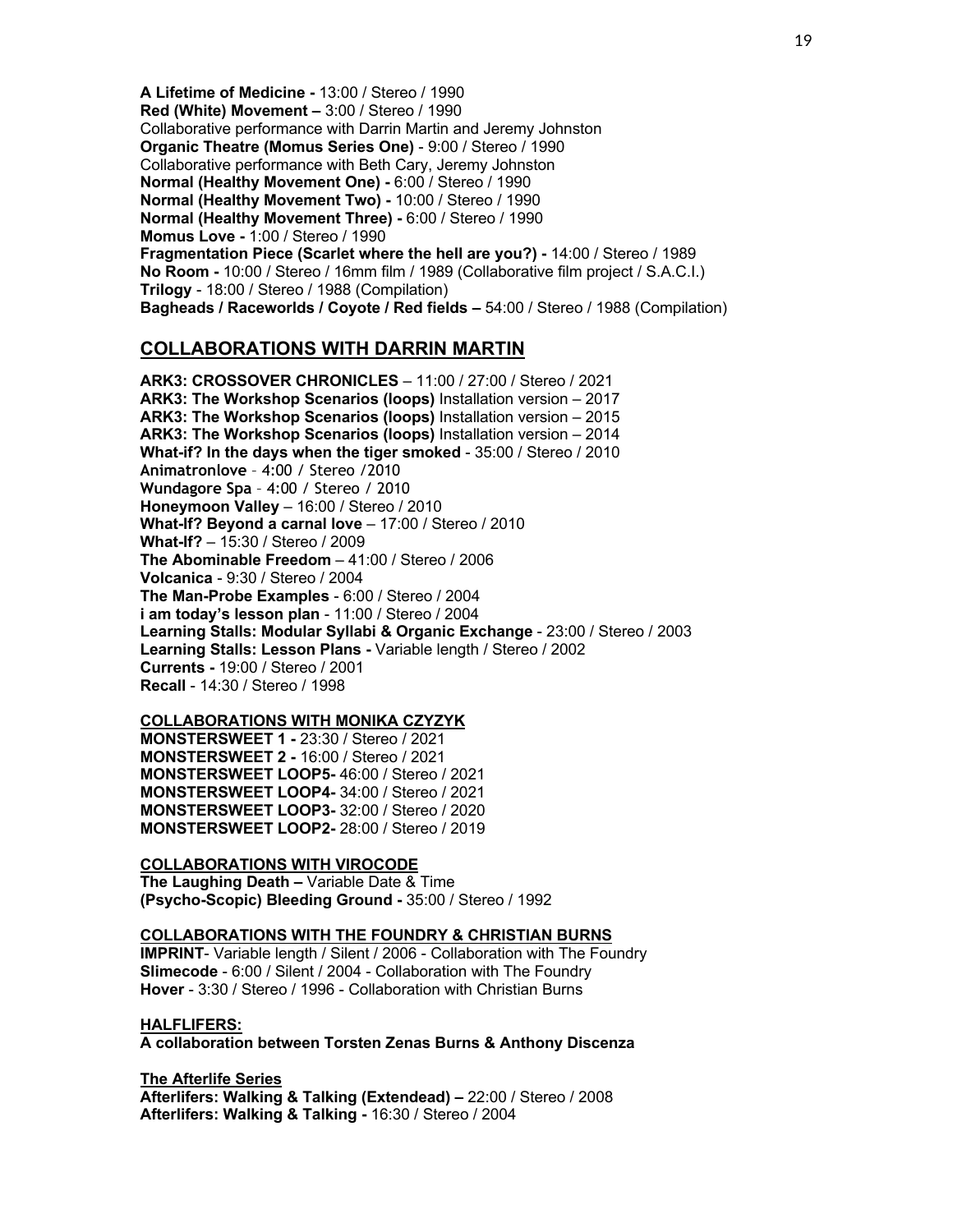**A Lifetime of Medicine -** 13:00 / Stereo / 1990
**Red (White) Movement –** 3:00 / Stereo / 1990
Collaborative performance with Darrin Martin and Jeremy Johnston
**Organic Theatre (Momus Series One)** - 9:00 / Stereo / 1990
Collaborative performance with Beth Cary, Jeremy Johnston
**Normal (Healthy Movement One) -** 6:00 / Stereo / 1990
**Normal (Healthy Movement Two) -** 10:00 / Stereo / 1990
**Normal (Healthy Movement Three) -** 6:00 / Stereo / 1990
**Momus Love -** 1:00 / Stereo / 1990
**Fragmentation Piece (Scarlet where the hell are you?) -** 14:00 / Stereo / 1989
**No Room -** 10:00 / Stereo / 16mm film / 1989 (Collaborative film project / S.A.C.I.)
**Trilogy** - 18:00 / Stereo / 1988 (Compilation)
**Bagheads / Raceworlds / Coyote / Red fields –** 54:00 / Stereo / 1988 (Compilation)

## COLLABORATIONS WITH DARRIN MARTIN

**ARK3: CROSSOVER CHRONICLES** – 11:00 / 27:00 / Stereo / 2021
**ARK3: The Workshop Scenarios (loops)** Installation version – 2017
**ARK3: The Workshop Scenarios (loops)** Installation version – 2015
**ARK3: The Workshop Scenarios (loops)** Installation version – 2014
**What-if? In the days when the tiger smoked** - 35:00 / Stereo / 2010
**Animatronlove** – 4:00 / Stereo /2010
**Wundagore Spa** – 4:00 / Stereo / 2010
**Honeymoon Valley** – 16:00 / Stereo / 2010
**What-If? Beyond a carnal love** – 17:00 / Stereo / 2010
**What-If?** – 15:30 / Stereo / 2009
**The Abominable Freedom** – 41:00 / Stereo / 2006
**Volcanica** - 9:30 / Stereo / 2004
**The Man-Probe Examples** - 6:00 / Stereo / 2004
**i am today's lesson plan** - 11:00 / Stereo / 2004
**Learning Stalls: Modular Syllabi & Organic Exchange** - 23:00 / Stereo / 2003
**Learning Stalls: Lesson Plans -** Variable length / Stereo / 2002
**Currents -** 19:00 / Stereo / 2001
**Recall** - 14:30 / Stereo / 1998

### COLLABORATIONS WITH MONIKA CZYZYK

**MONSTERSWEET 1 -** 23:30 / Stereo / 2021
**MONSTERSWEET 2 -** 16:00 / Stereo / 2021
**MONSTERSWEET LOOP5-** 46:00 / Stereo / 2021
**MONSTERSWEET LOOP4-** 34:00 / Stereo / 2021
**MONSTERSWEET LOOP3-** 32:00 / Stereo / 2020
**MONSTERSWEET LOOP2-** 28:00 / Stereo / 2019

### COLLABORATIONS WITH VIROCODE

**The Laughing Death –** Variable Date & Time
**(Psycho-Scopic) Bleeding Ground -** 35:00 / Stereo / 1992

### COLLABORATIONS WITH THE FOUNDRY & CHRISTIAN BURNS

**IMPRINT**- Variable length / Silent / 2006 - Collaboration with The Foundry
**Slimecode** - 6:00 / Silent / 2004 - Collaboration with The Foundry
**Hover** - 3:30 / Stereo / 1996 - Collaboration with Christian Burns

### HALFLIFERS:

**A collaboration between Torsten Zenas Burns & Anthony Discenza**

**The Afterlife Series**
**Afterlifers: Walking & Talking (Extendead) –** 22:00 / Stereo / 2008
**Afterlifers: Walking & Talking -** 16:30 / Stereo / 2004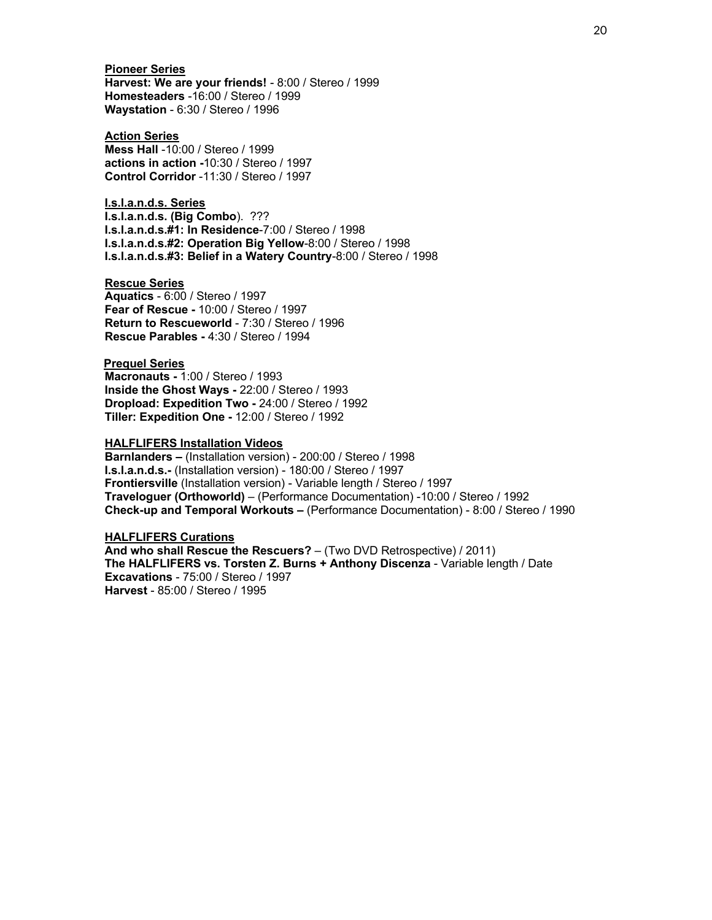**Pioneer Series**

**Harvest: We are your friends!** - 8:00 / Stereo / 1999
**Homesteaders** -16:00 / Stereo / 1999
**Waystation** - 6:30 / Stereo / 1996

**Action Series**

**Mess Hall** -10:00 / Stereo / 1999
**actions in action -**10:30 / Stereo / 1997
**Control Corridor** -11:30 / Stereo / 1997

**I.s.l.a.n.d.s. Series**

**I.s.l.a.n.d.s. (Big Combo**). ???
**I.s.l.a.n.d.s.#1: In Residence**-7:00 / Stereo / 1998
**I.s.l.a.n.d.s.#2: Operation Big Yellow**-8:00 / Stereo / 1998
**I.s.l.a.n.d.s.#3: Belief in a Watery Country**-8:00 / Stereo / 1998

**Rescue Series**

**Aquatics** - 6:00 / Stereo / 1997
**Fear of Rescue -** 10:00 / Stereo / 1997
**Return to Rescueworld** - 7:30 / Stereo / 1996
**Rescue Parables -** 4:30 / Stereo / 1994

**Prequel Series**

**Macronauts -** 1:00 / Stereo / 1993
**Inside the Ghost Ways -** 22:00 / Stereo / 1993
**Dropload: Expedition Two -** 24:00 / Stereo / 1992
**Tiller: Expedition One -** 12:00 / Stereo / 1992

**HALFLIFERS Installation Videos**

**Barnlanders –** (Installation version) - 200:00 / Stereo / 1998
**I.s.l.a.n.d.s.-** (Installation version) - 180:00 / Stereo / 1997
**Frontiersville** (Installation version) - Variable length / Stereo / 1997
**Traveloguer (Orthoworld)** – (Performance Documentation) -10:00 / Stereo / 1992
**Check-up and Temporal Workouts –** (Performance Documentation) - 8:00 / Stereo / 1990

**HALFLIFERS Curations**

**And who shall Rescue the Rescuers?** – (Two DVD Retrospective) / 2011)
**The HALFLIFERS vs. Torsten Z. Burns + Anthony Discenza** - Variable length / Date
**Excavations** - 75:00 / Stereo / 1997
**Harvest** - 85:00 / Stereo / 1995